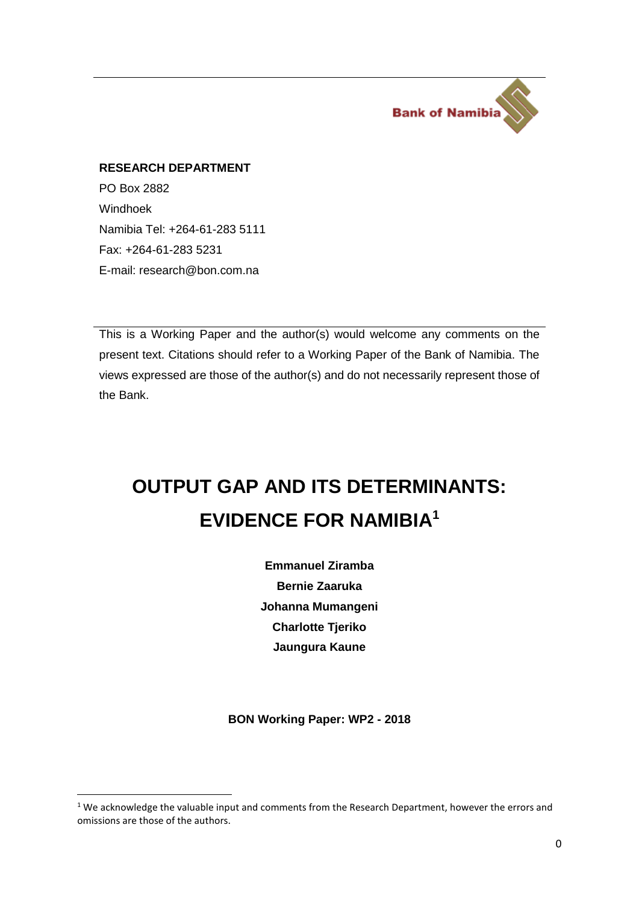Bank of Namibia

**RESEARCH DEPARTMENT**

PO Box 2882

Windhoek

Namibia Tel: +264-61-283 5111

Fax: +264-61-283 5231

E-mail: research@bon.com.na

This is a Working Paper and the author(s) would welcome any comments on the present text. Citations should refer to a Working Paper of the Bank of Namibia. The views expressed are those of the author(s) and do not necessarily represent those of the Bank.

# OUTPUT GAP AND ITS DETERMINANTS: EVIDENCE FOR NAMIBIA[1]

**Emmanuel Ziramba**

**Bernie Zaaruka**

**Johanna Mumangeni**

**Charlotte Tjeriko**

**Jaungura Kaune**

**BON Working Paper: WP2 - 2018**

---

[1] We acknowledge the valuable input and comments from the Research Department, however the errors and omissions are those of the authors.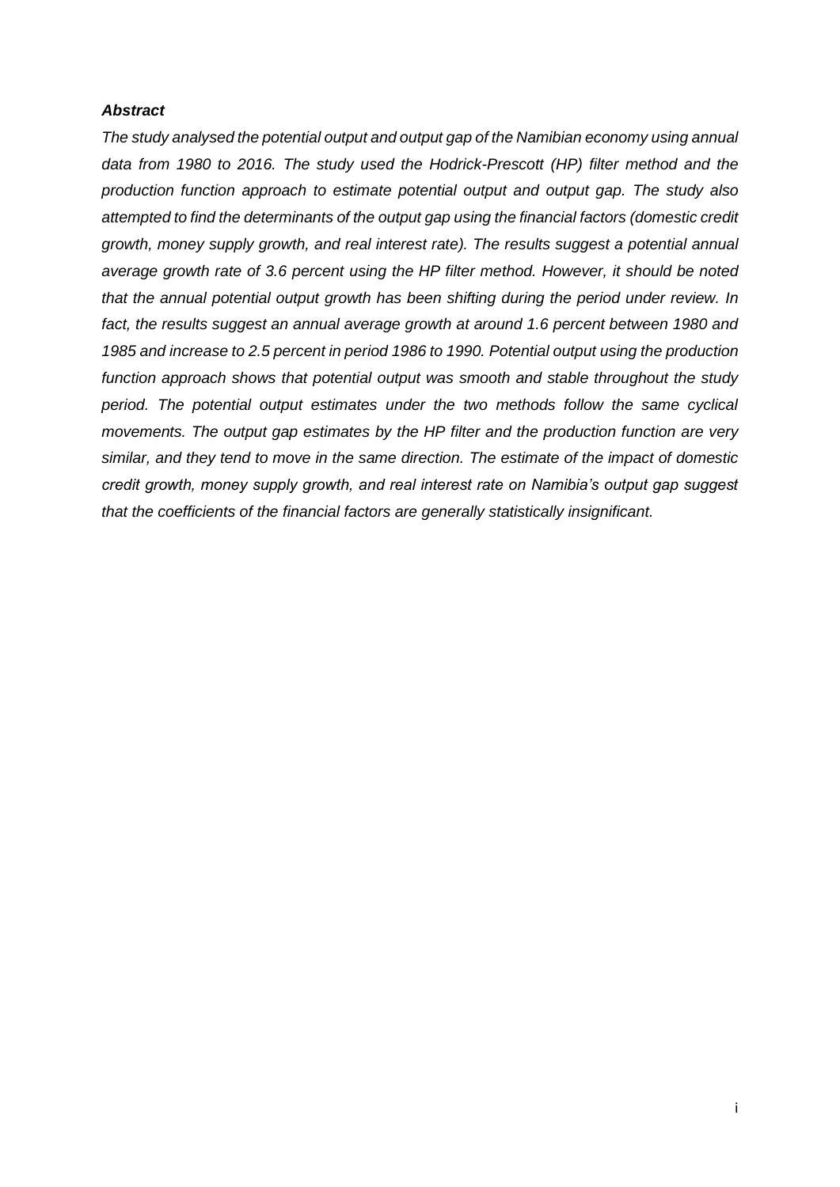## *Abstract*

*The study analysed the potential output and output gap of the Namibian economy using annual data from 1980 to 2016. The study used the Hodrick-Prescott (HP) filter method and the production function approach to estimate potential output and output gap. The study also attempted to find the determinants of the output gap using the financial factors (domestic credit growth, money supply growth, and real interest rate). The results suggest a potential annual average growth rate of 3.6 percent using the HP filter method. However, it should be noted that the annual potential output growth has been shifting during the period under review. In fact, the results suggest an annual average growth at around 1.6 percent between 1980 and 1985 and increase to 2.5 percent in period 1986 to 1990. Potential output using the production function approach shows that potential output was smooth and stable throughout the study period. The potential output estimates under the two methods follow the same cyclical movements. The output gap estimates by the HP filter and the production function are very similar, and they tend to move in the same direction. The estimate of the impact of domestic credit growth, money supply growth, and real interest rate on Namibia's output gap suggest that the coefficients of the financial factors are generally statistically insignificant.*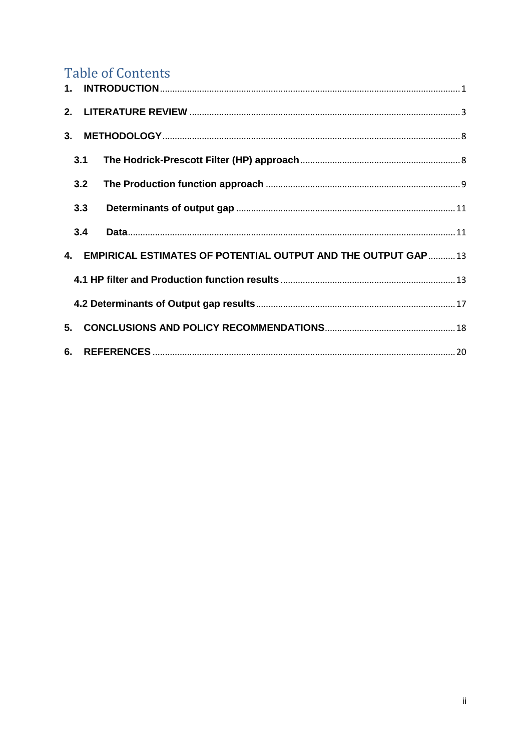# Table of Contents

1. **INTRODUCTION** ........ 1
2. **LITERATURE REVIEW** ........ 3
3. **METHODOLOGY** ........ 8
   - **3.1 The Hodrick-Prescott Filter (HP) approach** ........ 8
   - **3.2 The Production function approach** ........ 9
   - **3.3 Determinants of output gap** ........ 11
   - **3.4 Data** ........ 11
4. **EMPIRICAL ESTIMATES OF POTENTIAL OUTPUT AND THE OUTPUT GAP** ........ 13
   - **4.1 HP filter and Production function results** ........ 13
   - **4.2 Determinants of Output gap results** ........ 17
5. **CONCLUSIONS AND POLICY RECOMMENDATIONS** ........ 18
6. **REFERENCES** ........ 20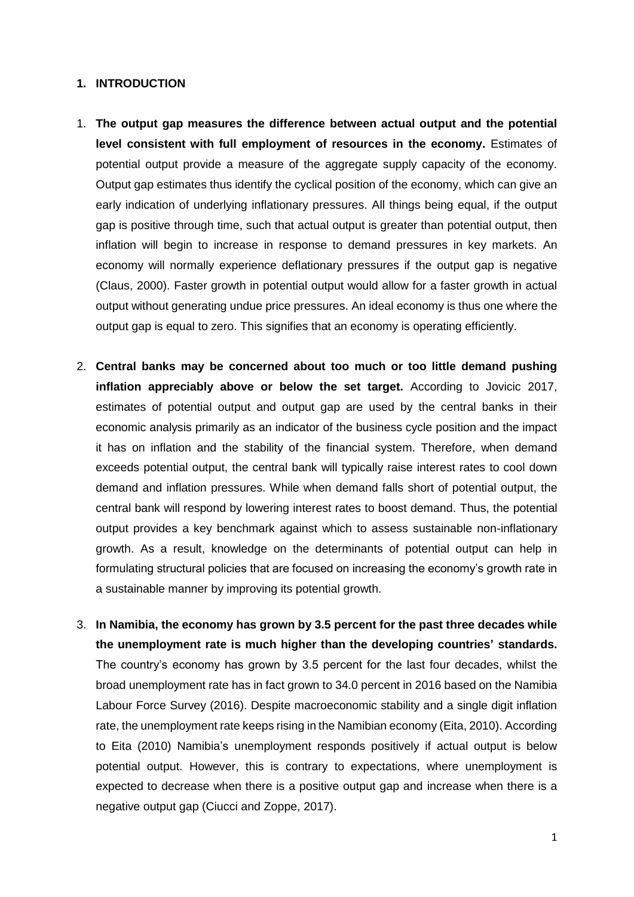## 1. INTRODUCTION

1. **The output gap measures the difference between actual output and the potential level consistent with full employment of resources in the economy.** Estimates of potential output provide a measure of the aggregate supply capacity of the economy. Output gap estimates thus identify the cyclical position of the economy, which can give an early indication of underlying inflationary pressures. All things being equal, if the output gap is positive through time, such that actual output is greater than potential output, then inflation will begin to increase in response to demand pressures in key markets. An economy will normally experience deflationary pressures if the output gap is negative (Claus, 2000). Faster growth in potential output would allow for a faster growth in actual output without generating undue price pressures. An ideal economy is thus one where the output gap is equal to zero. This signifies that an economy is operating efficiently.

2. **Central banks may be concerned about too much or too little demand pushing inflation appreciably above or below the set target.** According to Jovicic 2017, estimates of potential output and output gap are used by the central banks in their economic analysis primarily as an indicator of the business cycle position and the impact it has on inflation and the stability of the financial system. Therefore, when demand exceeds potential output, the central bank will typically raise interest rates to cool down demand and inflation pressures. While when demand falls short of potential output, the central bank will respond by lowering interest rates to boost demand. Thus, the potential output provides a key benchmark against which to assess sustainable non-inflationary growth. As a result, knowledge on the determinants of potential output can help in formulating structural policies that are focused on increasing the economy's growth rate in a sustainable manner by improving its potential growth.

3. **In Namibia, the economy has grown by 3.5 percent for the past three decades while the unemployment rate is much higher than the developing countries' standards.** The country's economy has grown by 3.5 percent for the last four decades, whilst the broad unemployment rate has in fact grown to 34.0 percent in 2016 based on the Namibia Labour Force Survey (2016). Despite macroeconomic stability and a single digit inflation rate, the unemployment rate keeps rising in the Namibian economy (Eita, 2010). According to Eita (2010) Namibia's unemployment responds positively if actual output is below potential output. However, this is contrary to expectations, where unemployment is expected to decrease when there is a positive output gap and increase when there is a negative output gap (Ciucci and Zoppe, 2017).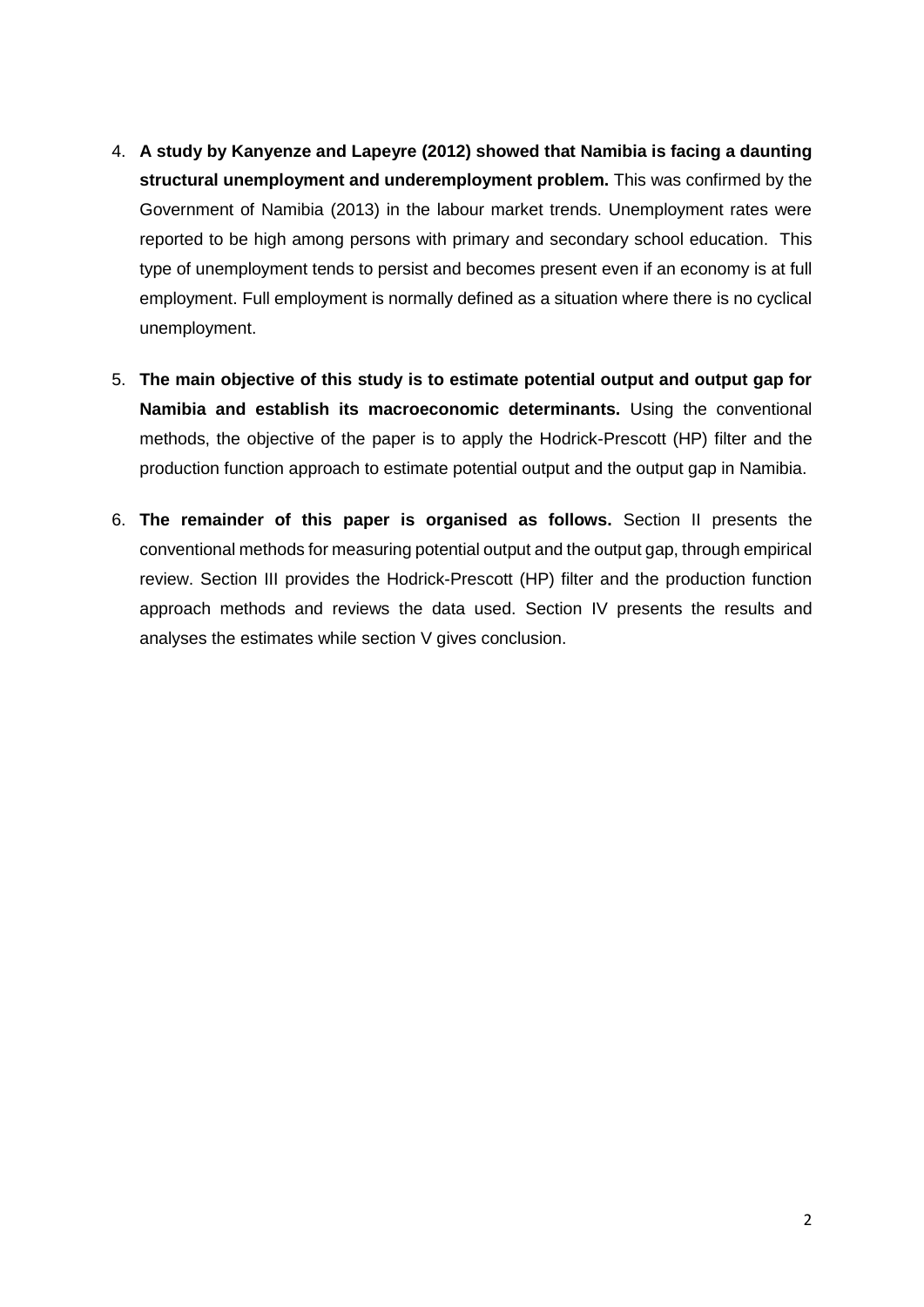4. **A study by Kanyenze and Lapeyre (2012) showed that Namibia is facing a daunting structural unemployment and underemployment problem.** This was confirmed by the Government of Namibia (2013) in the labour market trends. Unemployment rates were reported to be high among persons with primary and secondary school education. This type of unemployment tends to persist and becomes present even if an economy is at full employment. Full employment is normally defined as a situation where there is no cyclical unemployment.

5. **The main objective of this study is to estimate potential output and output gap for Namibia and establish its macroeconomic determinants.** Using the conventional methods, the objective of the paper is to apply the Hodrick-Prescott (HP) filter and the production function approach to estimate potential output and the output gap in Namibia.

6. **The remainder of this paper is organised as follows.** Section II presents the conventional methods for measuring potential output and the output gap, through empirical review. Section III provides the Hodrick-Prescott (HP) filter and the production function approach methods and reviews the data used. Section IV presents the results and analyses the estimates while section V gives conclusion.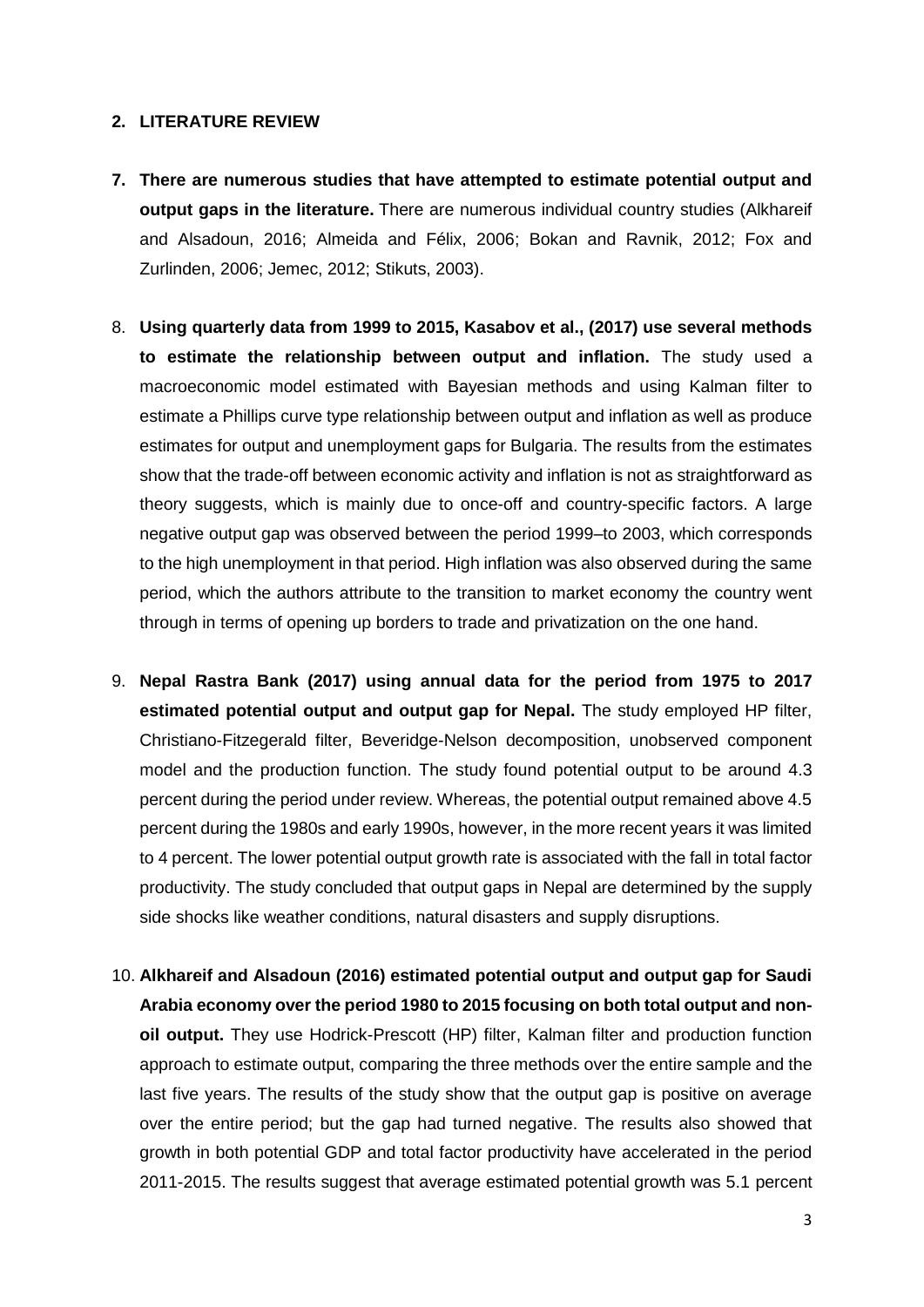## 2. LITERATURE REVIEW

7. **There are numerous studies that have attempted to estimate potential output and output gaps in the literature.** There are numerous individual country studies (Alkhareif and Alsadoun, 2016; Almeida and Félix, 2006; Bokan and Ravnik, 2012; Fox and Zurlinden, 2006; Jemec, 2012; Stikuts, 2003).

8. **Using quarterly data from 1999 to 2015, Kasabov et al., (2017) use several methods to estimate the relationship between output and inflation.** The study used a macroeconomic model estimated with Bayesian methods and using Kalman filter to estimate a Phillips curve type relationship between output and inflation as well as produce estimates for output and unemployment gaps for Bulgaria. The results from the estimates show that the trade-off between economic activity and inflation is not as straightforward as theory suggests, which is mainly due to once-off and country-specific factors. A large negative output gap was observed between the period 1999–to 2003, which corresponds to the high unemployment in that period. High inflation was also observed during the same period, which the authors attribute to the transition to market economy the country went through in terms of opening up borders to trade and privatization on the one hand.

9. **Nepal Rastra Bank (2017) using annual data for the period from 1975 to 2017 estimated potential output and output gap for Nepal.** The study employed HP filter, Christiano-Fitzegerald filter, Beveridge-Nelson decomposition, unobserved component model and the production function. The study found potential output to be around 4.3 percent during the period under review. Whereas, the potential output remained above 4.5 percent during the 1980s and early 1990s, however, in the more recent years it was limited to 4 percent. The lower potential output growth rate is associated with the fall in total factor productivity. The study concluded that output gaps in Nepal are determined by the supply side shocks like weather conditions, natural disasters and supply disruptions.

10. **Alkhareif and Alsadoun (2016) estimated potential output and output gap for Saudi Arabia economy over the period 1980 to 2015 focusing on both total output and non-oil output.** They use Hodrick-Prescott (HP) filter, Kalman filter and production function approach to estimate output, comparing the three methods over the entire sample and the last five years. The results of the study show that the output gap is positive on average over the entire period; but the gap had turned negative. The results also showed that growth in both potential GDP and total factor productivity have accelerated in the period 2011-2015. The results suggest that average estimated potential growth was 5.1 percent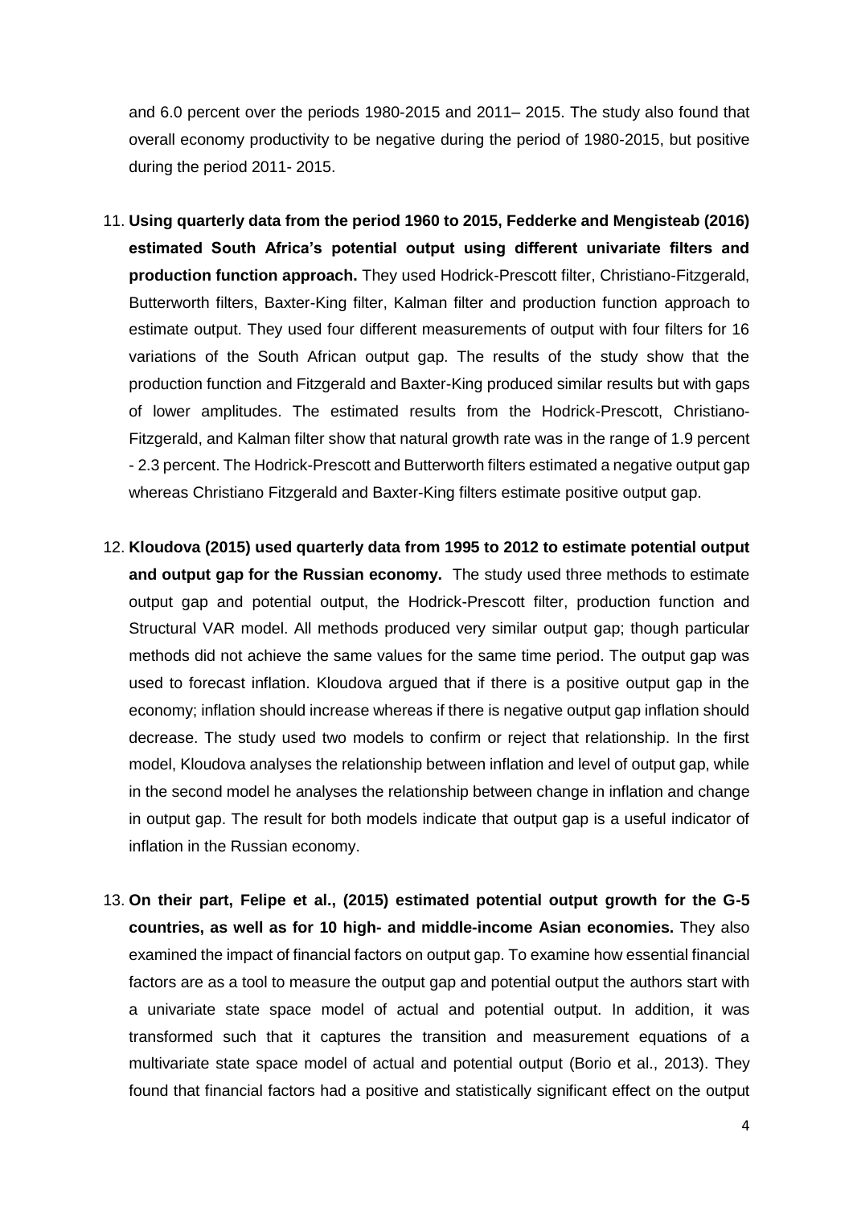and 6.0 percent over the periods 1980-2015 and 2011– 2015. The study also found that overall economy productivity to be negative during the period of 1980-2015, but positive during the period 2011- 2015.

11. **Using quarterly data from the period 1960 to 2015, Fedderke and Mengisteab (2016) estimated South Africa's potential output using different univariate filters and production function approach.** They used Hodrick-Prescott filter, Christiano-Fitzgerald, Butterworth filters, Baxter-King filter, Kalman filter and production function approach to estimate output. They used four different measurements of output with four filters for 16 variations of the South African output gap. The results of the study show that the production function and Fitzgerald and Baxter-King produced similar results but with gaps of lower amplitudes. The estimated results from the Hodrick-Prescott, Christiano-Fitzgerald, and Kalman filter show that natural growth rate was in the range of 1.9 percent - 2.3 percent. The Hodrick-Prescott and Butterworth filters estimated a negative output gap whereas Christiano Fitzgerald and Baxter-King filters estimate positive output gap.

12. **Kloudova (2015) used quarterly data from 1995 to 2012 to estimate potential output and output gap for the Russian economy.** The study used three methods to estimate output gap and potential output, the Hodrick-Prescott filter, production function and Structural VAR model. All methods produced very similar output gap; though particular methods did not achieve the same values for the same time period. The output gap was used to forecast inflation. Kloudova argued that if there is a positive output gap in the economy; inflation should increase whereas if there is negative output gap inflation should decrease. The study used two models to confirm or reject that relationship. In the first model, Kloudova analyses the relationship between inflation and level of output gap, while in the second model he analyses the relationship between change in inflation and change in output gap. The result for both models indicate that output gap is a useful indicator of inflation in the Russian economy.

13. **On their part, Felipe et al., (2015) estimated potential output growth for the G-5 countries, as well as for 10 high- and middle-income Asian economies.** They also examined the impact of financial factors on output gap. To examine how essential financial factors are as a tool to measure the output gap and potential output the authors start with a univariate state space model of actual and potential output. In addition, it was transformed such that it captures the transition and measurement equations of a multivariate state space model of actual and potential output (Borio et al., 2013). They found that financial factors had a positive and statistically significant effect on the output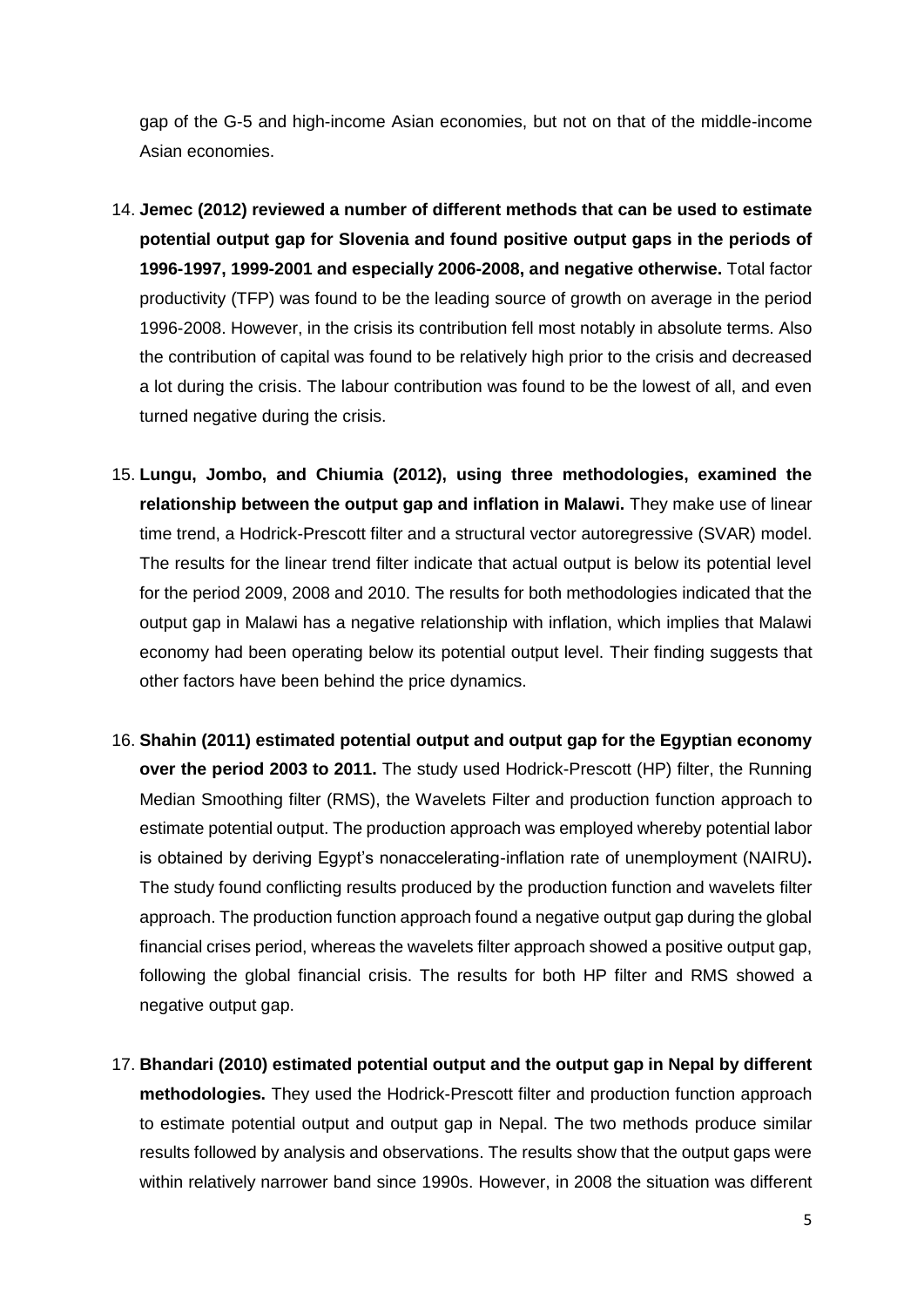gap of the G-5 and high-income Asian economies, but not on that of the middle-income Asian economies.

14. **Jemec (2012) reviewed a number of different methods that can be used to estimate potential output gap for Slovenia and found positive output gaps in the periods of 1996-1997, 1999-2001 and especially 2006-2008, and negative otherwise.** Total factor productivity (TFP) was found to be the leading source of growth on average in the period 1996-2008. However, in the crisis its contribution fell most notably in absolute terms. Also the contribution of capital was found to be relatively high prior to the crisis and decreased a lot during the crisis. The labour contribution was found to be the lowest of all, and even turned negative during the crisis.

15. **Lungu, Jombo, and Chiumia (2012), using three methodologies, examined the relationship between the output gap and inflation in Malawi.** They make use of linear time trend, a Hodrick-Prescott filter and a structural vector autoregressive (SVAR) model. The results for the linear trend filter indicate that actual output is below its potential level for the period 2009, 2008 and 2010. The results for both methodologies indicated that the output gap in Malawi has a negative relationship with inflation, which implies that Malawi economy had been operating below its potential output level. Their finding suggests that other factors have been behind the price dynamics.

16. **Shahin (2011) estimated potential output and output gap for the Egyptian economy over the period 2003 to 2011.** The study used Hodrick-Prescott (HP) filter, the Running Median Smoothing filter (RMS), the Wavelets Filter and production function approach to estimate potential output. The production approach was employed whereby potential labor is obtained by deriving Egypt's nonaccelerating-inflation rate of unemployment (NAIRU)**.** The study found conflicting results produced by the production function and wavelets filter approach. The production function approach found a negative output gap during the global financial crises period, whereas the wavelets filter approach showed a positive output gap, following the global financial crisis. The results for both HP filter and RMS showed a negative output gap.

17. **Bhandari (2010) estimated potential output and the output gap in Nepal by different methodologies.** They used the Hodrick-Prescott filter and production function approach to estimate potential output and output gap in Nepal. The two methods produce similar results followed by analysis and observations. The results show that the output gaps were within relatively narrower band since 1990s. However, in 2008 the situation was different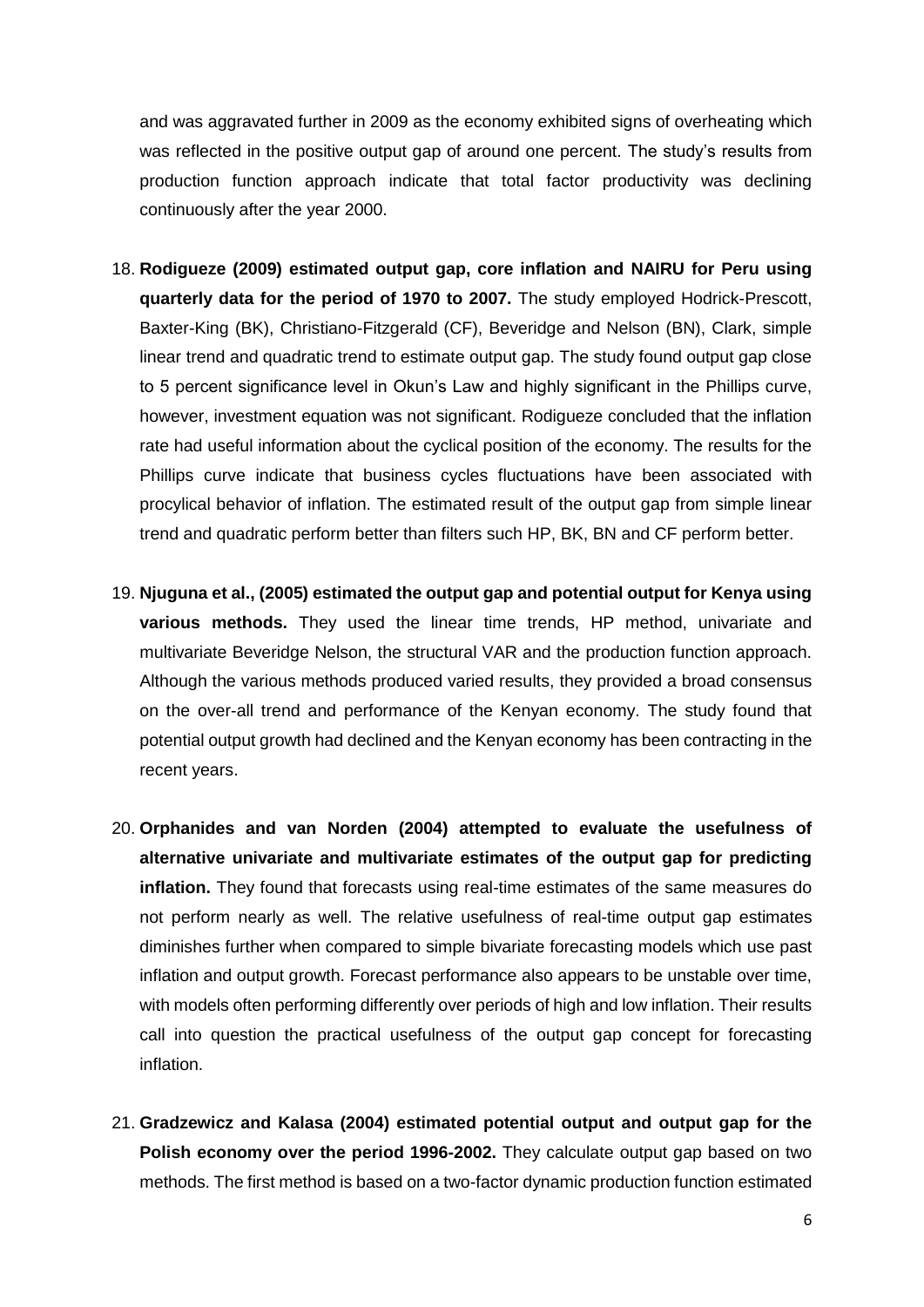and was aggravated further in 2009 as the economy exhibited signs of overheating which was reflected in the positive output gap of around one percent. The study's results from production function approach indicate that total factor productivity was declining continuously after the year 2000.

18. **Rodigueze (2009) estimated output gap, core inflation and NAIRU for Peru using quarterly data for the period of 1970 to 2007.** The study employed Hodrick-Prescott, Baxter-King (BK), Christiano-Fitzgerald (CF), Beveridge and Nelson (BN), Clark, simple linear trend and quadratic trend to estimate output gap. The study found output gap close to 5 percent significance level in Okun's Law and highly significant in the Phillips curve, however, investment equation was not significant. Rodigueze concluded that the inflation rate had useful information about the cyclical position of the economy. The results for the Phillips curve indicate that business cycles fluctuations have been associated with procylical behavior of inflation. The estimated result of the output gap from simple linear trend and quadratic perform better than filters such HP, BK, BN and CF perform better.

19. **Njuguna et al., (2005) estimated the output gap and potential output for Kenya using various methods.** They used the linear time trends, HP method, univariate and multivariate Beveridge Nelson, the structural VAR and the production function approach. Although the various methods produced varied results, they provided a broad consensus on the over-all trend and performance of the Kenyan economy. The study found that potential output growth had declined and the Kenyan economy has been contracting in the recent years.

20. **Orphanides and van Norden (2004) attempted to evaluate the usefulness of alternative univariate and multivariate estimates of the output gap for predicting inflation.** They found that forecasts using real-time estimates of the same measures do not perform nearly as well. The relative usefulness of real-time output gap estimates diminishes further when compared to simple bivariate forecasting models which use past inflation and output growth. Forecast performance also appears to be unstable over time, with models often performing differently over periods of high and low inflation. Their results call into question the practical usefulness of the output gap concept for forecasting inflation.

21. **Gradzewicz and Kalasa (2004) estimated potential output and output gap for the Polish economy over the period 1996-2002.** They calculate output gap based on two methods. The first method is based on a two-factor dynamic production function estimated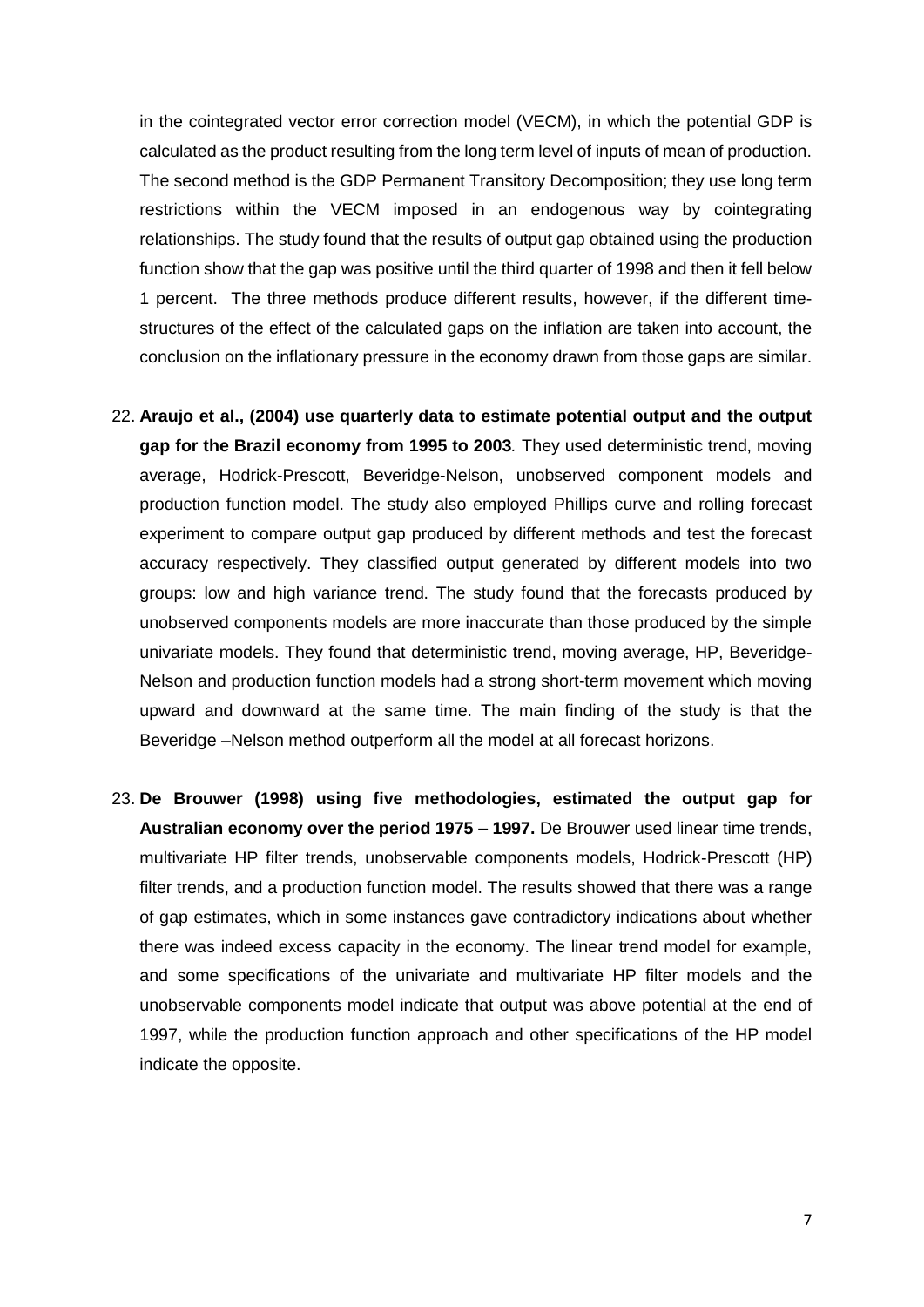in the cointegrated vector error correction model (VECM), in which the potential GDP is calculated as the product resulting from the long term level of inputs of mean of production. The second method is the GDP Permanent Transitory Decomposition; they use long term restrictions within the VECM imposed in an endogenous way by cointegrating relationships. The study found that the results of output gap obtained using the production function show that the gap was positive until the third quarter of 1998 and then it fell below 1 percent. The three methods produce different results, however, if the different time-structures of the effect of the calculated gaps on the inflation are taken into account, the conclusion on the inflationary pressure in the economy drawn from those gaps are similar.

22. **Araujo et al., (2004) use quarterly data to estimate potential output and the output gap for the Brazil economy from 1995 to 2003***.* They used deterministic trend, moving average, Hodrick-Prescott, Beveridge-Nelson, unobserved component models and production function model. The study also employed Phillips curve and rolling forecast experiment to compare output gap produced by different methods and test the forecast accuracy respectively. They classified output generated by different models into two groups: low and high variance trend. The study found that the forecasts produced by unobserved components models are more inaccurate than those produced by the simple univariate models. They found that deterministic trend, moving average, HP, Beveridge-Nelson and production function models had a strong short-term movement which moving upward and downward at the same time. The main finding of the study is that the Beveridge –Nelson method outperform all the model at all forecast horizons.

23. **De Brouwer (1998) using five methodologies, estimated the output gap for Australian economy over the period 1975 – 1997.** De Brouwer used linear time trends, multivariate HP filter trends, unobservable components models, Hodrick-Prescott (HP) filter trends, and a production function model. The results showed that there was a range of gap estimates, which in some instances gave contradictory indications about whether there was indeed excess capacity in the economy. The linear trend model for example, and some specifications of the univariate and multivariate HP filter models and the unobservable components model indicate that output was above potential at the end of 1997, while the production function approach and other specifications of the HP model indicate the opposite.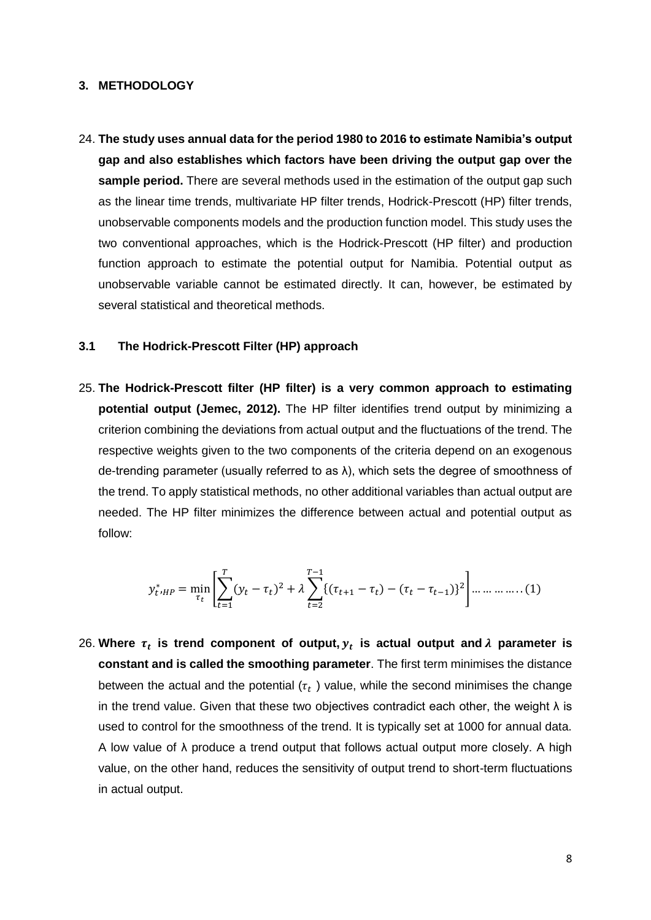## 3. METHODOLOGY

24. **The study uses annual data for the period 1980 to 2016 to estimate Namibia's output gap and also establishes which factors have been driving the output gap over the sample period.** There are several methods used in the estimation of the output gap such as the linear time trends, multivariate HP filter trends, Hodrick-Prescott (HP) filter trends, unobservable components models and the production function model. This study uses the two conventional approaches, which is the Hodrick-Prescott (HP filter) and production function approach to estimate the potential output for Namibia. Potential output as unobservable variable cannot be estimated directly. It can, however, be estimated by several statistical and theoretical methods.

### 3.1 The Hodrick-Prescott Filter (HP) approach

25. **The Hodrick-Prescott filter (HP filter) is a very common approach to estimating potential output (Jemec, 2012).** The HP filter identifies trend output by minimizing a criterion combining the deviations from actual output and the fluctuations of the trend. The respective weights given to the two components of the criteria depend on an exogenous de-trending parameter (usually referred to as λ), which sets the degree of smoothness of the trend. To apply statistical methods, no other additional variables than actual output are needed. The HP filter minimizes the difference between actual and potential output as follow:

$$y^*_{t,HP} = \min_{\tau_t} \left[ \sum_{t=1}^{T} (y_t - \tau_t)^2 + \lambda \sum_{t=2}^{T-1} \{(\tau_{t+1} - \tau_t) - (\tau_t - \tau_{t-1})\}^2 \right] \ldots\ldots\ldots\ldots..(1)$$

26. **Where $\tau_t$ is trend component of output, $y_t$ is actual output and $\lambda$ parameter is constant and is called the smoothing parameter**. The first term minimises the distance between the actual and the potential ($\tau_t$ ) value, while the second minimises the change in the trend value. Given that these two objectives contradict each other, the weight λ is used to control for the smoothness of the trend. It is typically set at 1000 for annual data. A low value of λ produce a trend output that follows actual output more closely. A high value, on the other hand, reduces the sensitivity of output trend to short-term fluctuations in actual output.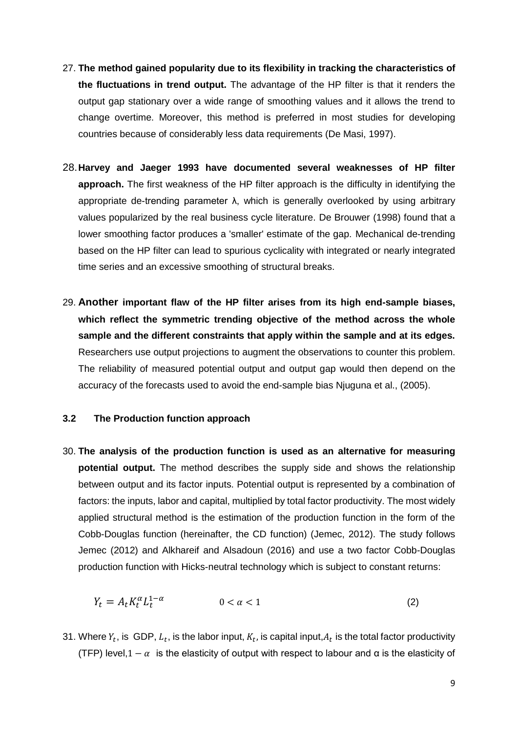27. **The method gained popularity due to its flexibility in tracking the characteristics of the fluctuations in trend output.** The advantage of the HP filter is that it renders the output gap stationary over a wide range of smoothing values and it allows the trend to change overtime. Moreover, this method is preferred in most studies for developing countries because of considerably less data requirements (De Masi, 1997).

28. **Harvey and Jaeger 1993 have documented several weaknesses of HP filter approach.** The first weakness of the HP filter approach is the difficulty in identifying the appropriate de-trending parameter λ, which is generally overlooked by using arbitrary values popularized by the real business cycle literature. De Brouwer (1998) found that a lower smoothing factor produces a 'smaller' estimate of the gap. Mechanical de-trending based on the HP filter can lead to spurious cyclicality with integrated or nearly integrated time series and an excessive smoothing of structural breaks.

29. **Another important flaw of the HP filter arises from its high end-sample biases, which reflect the symmetric trending objective of the method across the whole sample and the different constraints that apply within the sample and at its edges.** Researchers use output projections to augment the observations to counter this problem. The reliability of measured potential output and output gap would then depend on the accuracy of the forecasts used to avoid the end-sample bias Njuguna et al., (2005).

### 3.2 The Production function approach

30. **The analysis of the production function is used as an alternative for measuring potential output.** The method describes the supply side and shows the relationship between output and its factor inputs. Potential output is represented by a combination of factors: the inputs, labor and capital, multiplied by total factor productivity. The most widely applied structural method is the estimation of the production function in the form of the Cobb-Douglas function (hereinafter, the CD function) (Jemec, 2012). The study follows Jemec (2012) and Alkhareif and Alsadoun (2016) and use a two factor Cobb-Douglas production function with Hicks-neutral technology which is subject to constant returns:

$$Y_t = A_t K_t^{\alpha} L_t^{1-\alpha} \qquad 0 < \alpha < 1 \tag{2}$$

31. Where $Y_t$, is GDP, $L_t$, is the labor input, $K_t$, is capital input, $A_t$ is the total factor productivity (TFP) level, $1 - \alpha$ is the elasticity of output with respect to labour and α is the elasticity of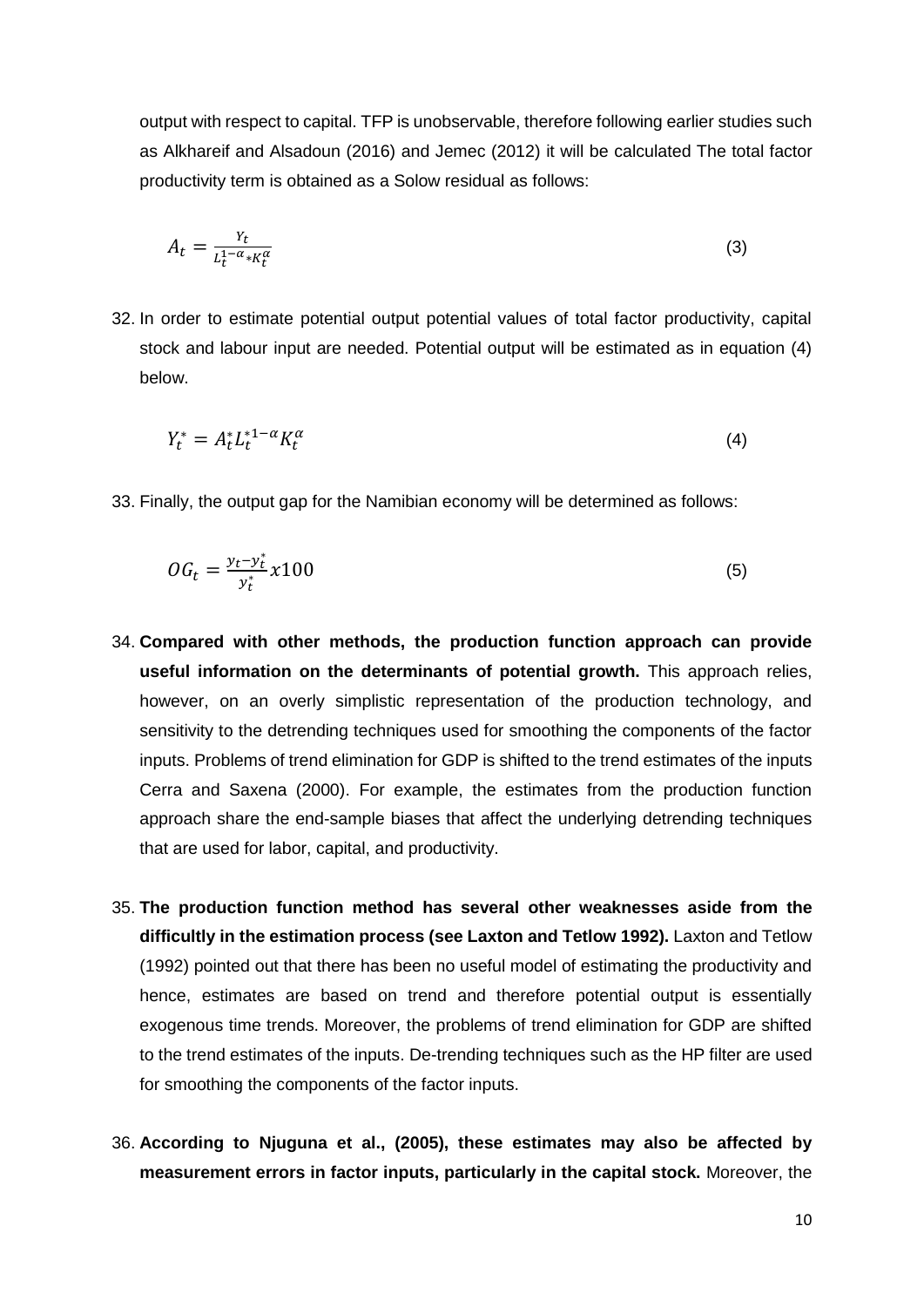output with respect to capital. TFP is unobservable, therefore following earlier studies such as Alkhareif and Alsadoun (2016) and Jemec (2012) it will be calculated The total factor productivity term is obtained as a Solow residual as follows:

$$A_t = \frac{Y_t}{L_t^{1-\alpha} * K_t^{\alpha}} \tag{3}$$

32. In order to estimate potential output potential values of total factor productivity, capital stock and labour input are needed. Potential output will be estimated as in equation (4) below.

$$Y_t^* = A_t^* L_t^{*1-\alpha} K_t^{\alpha} \tag{4}$$

33. Finally, the output gap for the Namibian economy will be determined as follows:

$$OG_t = \frac{y_t - y_t^*}{y_t^*} x100 \tag{5}$$

34. **Compared with other methods, the production function approach can provide useful information on the determinants of potential growth.** This approach relies, however, on an overly simplistic representation of the production technology, and sensitivity to the detrending techniques used for smoothing the components of the factor inputs. Problems of trend elimination for GDP is shifted to the trend estimates of the inputs Cerra and Saxena (2000). For example, the estimates from the production function approach share the end-sample biases that affect the underlying detrending techniques that are used for labor, capital, and productivity.

35. **The production function method has several other weaknesses aside from the difficultly in the estimation process (see Laxton and Tetlow 1992).** Laxton and Tetlow (1992) pointed out that there has been no useful model of estimating the productivity and hence, estimates are based on trend and therefore potential output is essentially exogenous time trends. Moreover, the problems of trend elimination for GDP are shifted to the trend estimates of the inputs. De-trending techniques such as the HP filter are used for smoothing the components of the factor inputs.

36. **According to Njuguna et al., (2005), these estimates may also be affected by measurement errors in factor inputs, particularly in the capital stock.** Moreover, the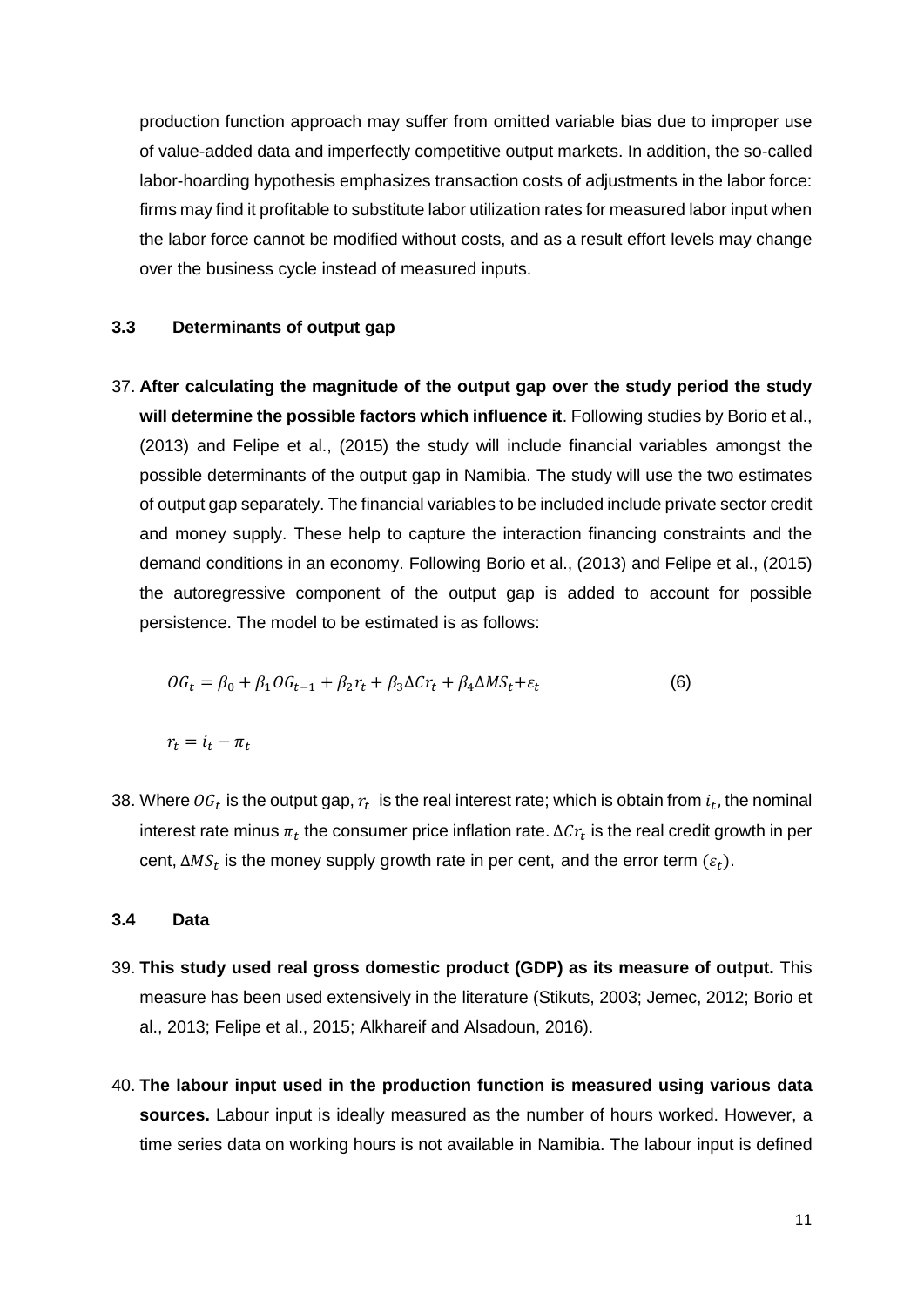production function approach may suffer from omitted variable bias due to improper use of value-added data and imperfectly competitive output markets. In addition, the so-called labor-hoarding hypothesis emphasizes transaction costs of adjustments in the labor force: firms may find it profitable to substitute labor utilization rates for measured labor input when the labor force cannot be modified without costs, and as a result effort levels may change over the business cycle instead of measured inputs.

### 3.3 Determinants of output gap

37. **After calculating the magnitude of the output gap over the study period the study will determine the possible factors which influence it**. Following studies by Borio et al., (2013) and Felipe et al., (2015) the study will include financial variables amongst the possible determinants of the output gap in Namibia. The study will use the two estimates of output gap separately. The financial variables to be included include private sector credit and money supply. These help to capture the interaction financing constraints and the demand conditions in an economy. Following Borio et al., (2013) and Felipe et al., (2015) the autoregressive component of the output gap is added to account for possible persistence. The model to be estimated is as follows:

$$OG_t = \beta_0 + \beta_1 OG_{t-1} + \beta_2 r_t + \beta_3 \Delta Cr_t + \beta_4 \Delta MS_t + \varepsilon_t \qquad (6)$$

$$r_t = i_t - \pi_t$$

38. Where $OG_t$ is the output gap, $r_t$ is the real interest rate; which is obtain from $i_t$, the nominal interest rate minus $\pi_t$ the consumer price inflation rate. $\Delta Cr_t$ is the real credit growth in per cent, $\Delta MS_t$ is the money supply growth rate in per cent, and the error term $(\varepsilon_t)$.

### 3.4 Data

39. **This study used real gross domestic product (GDP) as its measure of output.** This measure has been used extensively in the literature (Stikuts, 2003; Jemec, 2012; Borio et al., 2013; Felipe et al., 2015; Alkhareif and Alsadoun, 2016).

40. **The labour input used in the production function is measured using various data sources.** Labour input is ideally measured as the number of hours worked. However, a time series data on working hours is not available in Namibia. The labour input is defined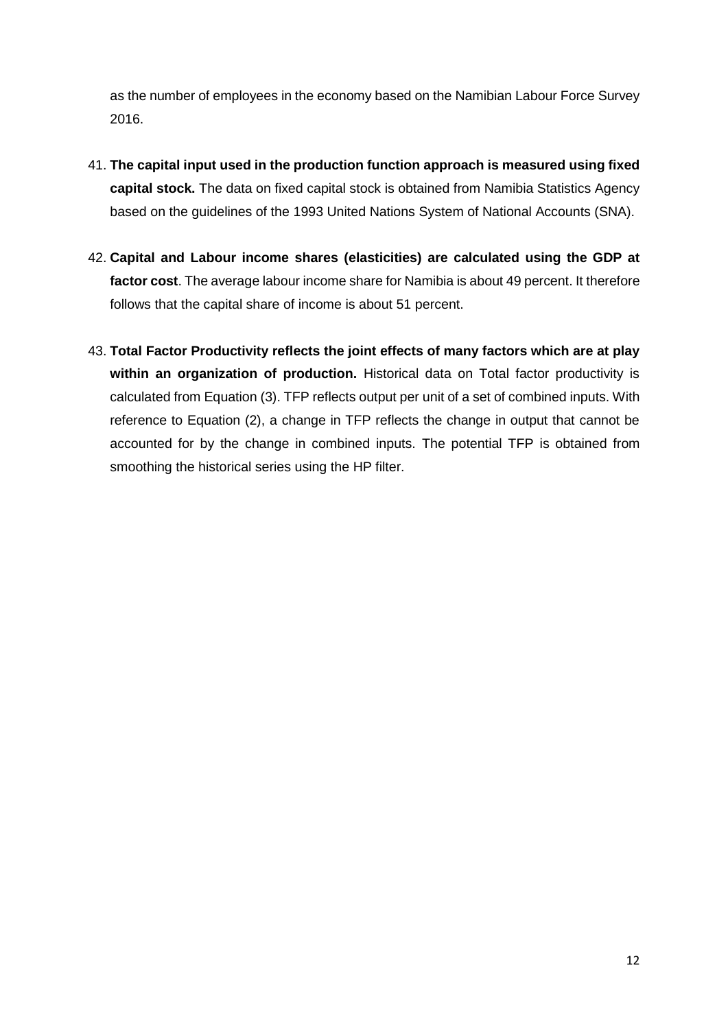as the number of employees in the economy based on the Namibian Labour Force Survey 2016.

41. **The capital input used in the production function approach is measured using fixed capital stock.** The data on fixed capital stock is obtained from Namibia Statistics Agency based on the guidelines of the 1993 United Nations System of National Accounts (SNA).

42. **Capital and Labour income shares (elasticities) are calculated using the GDP at factor cost**. The average labour income share for Namibia is about 49 percent. It therefore follows that the capital share of income is about 51 percent.

43. **Total Factor Productivity reflects the joint effects of many factors which are at play within an organization of production.** Historical data on Total factor productivity is calculated from Equation (3). TFP reflects output per unit of a set of combined inputs. With reference to Equation (2), a change in TFP reflects the change in output that cannot be accounted for by the change in combined inputs. The potential TFP is obtained from smoothing the historical series using the HP filter.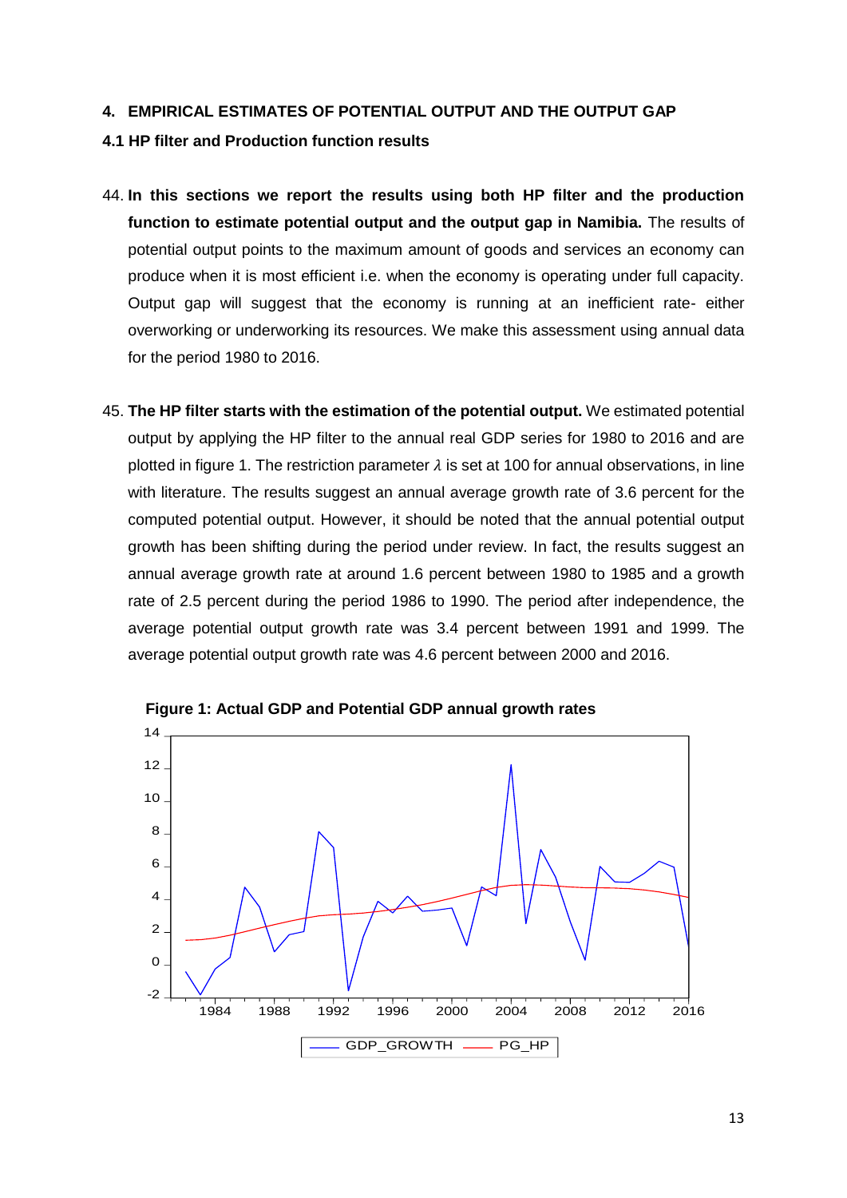## 4. EMPIRICAL ESTIMATES OF POTENTIAL OUTPUT AND THE OUTPUT GAP

### 4.1 HP filter and Production function results

44. **In this sections we report the results using both HP filter and the production function to estimate potential output and the output gap in Namibia.** The results of potential output points to the maximum amount of goods and services an economy can produce when it is most efficient i.e. when the economy is operating under full capacity. Output gap will suggest that the economy is running at an inefficient rate- either overworking or underworking its resources. We make this assessment using annual data for the period 1980 to 2016.

45. **The HP filter starts with the estimation of the potential output.** We estimated potential output by applying the HP filter to the annual real GDP series for 1980 to 2016 and are plotted in figure 1. The restriction parameter $\lambda$ is set at 100 for annual observations, in line with literature. The results suggest an annual average growth rate of 3.6 percent for the computed potential output. However, it should be noted that the annual potential output growth has been shifting during the period under review. In fact, the results suggest an annual average growth rate at around 1.6 percent between 1980 to 1985 and a growth rate of 2.5 percent during the period 1986 to 1990. The period after independence, the average potential output growth rate was 3.4 percent between 1991 and 1999. The average potential output growth rate was 4.6 percent between 2000 and 2016.

**Figure 1: Actual GDP and Potential GDP annual growth rates**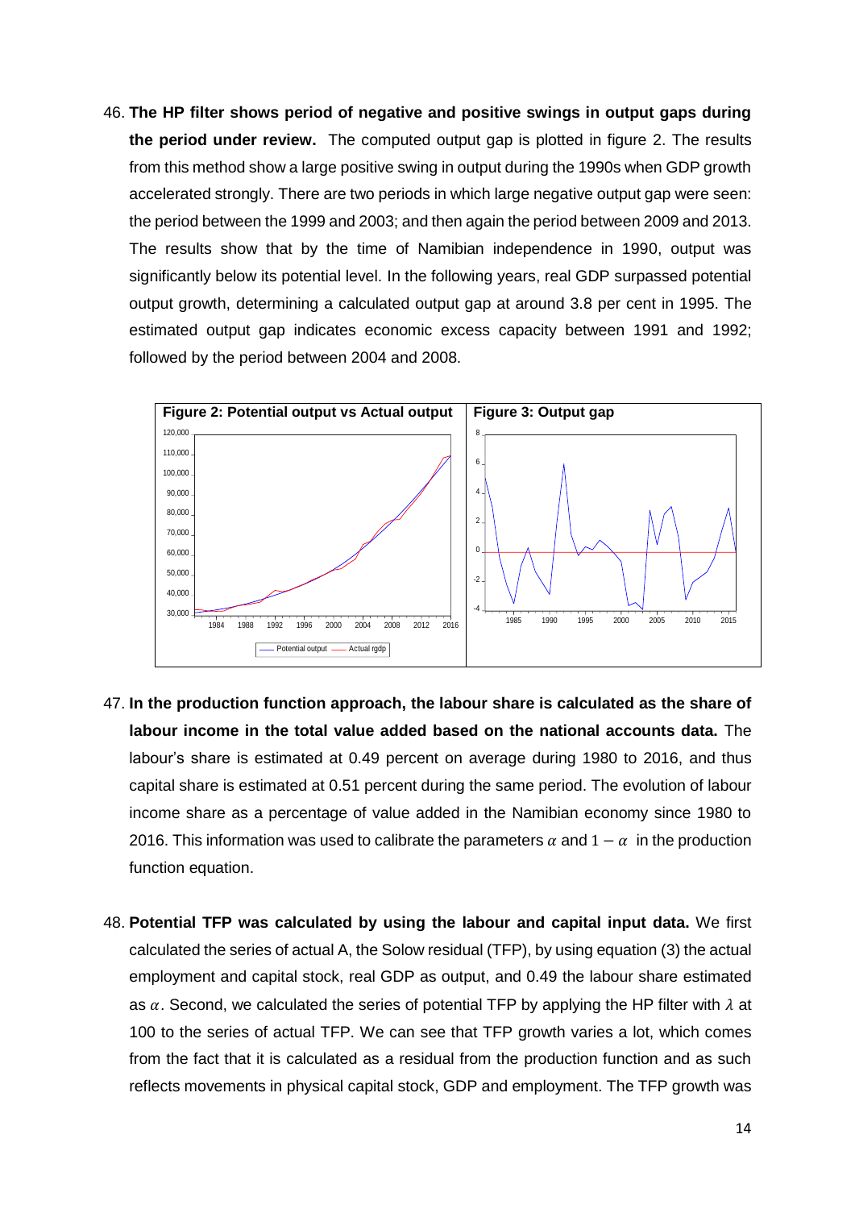46. **The HP filter shows period of negative and positive swings in output gaps during the period under review.** The computed output gap is plotted in figure 2. The results from this method show a large positive swing in output during the 1990s when GDP growth accelerated strongly. There are two periods in which large negative output gap were seen: the period between the 1999 and 2003; and then again the period between 2009 and 2013. The results show that by the time of Namibian independence in 1990, output was significantly below its potential level. In the following years, real GDP surpassed potential output growth, determining a calculated output gap at around 3.8 per cent in 1995. The estimated output gap indicates economic excess capacity between 1991 and 1992; followed by the period between 2004 and 2008.

**Figure 2: Potential output vs Actual output**

**Figure 3: Output gap**

47. **In the production function approach, the labour share is calculated as the share of labour income in the total value added based on the national accounts data.** The labour's share is estimated at 0.49 percent on average during 1980 to 2016, and thus capital share is estimated at 0.51 percent during the same period. The evolution of labour income share as a percentage of value added in the Namibian economy since 1980 to 2016. This information was used to calibrate the parameters $\alpha$ and $1 - \alpha$ in the production function equation.

48. **Potential TFP was calculated by using the labour and capital input data.** We first calculated the series of actual A, the Solow residual (TFP), by using equation (3) the actual employment and capital stock, real GDP as output, and 0.49 the labour share estimated as $\alpha$. Second, we calculated the series of potential TFP by applying the HP filter with $\lambda$ at 100 to the series of actual TFP. We can see that TFP growth varies a lot, which comes from the fact that it is calculated as a residual from the production function and as such reflects movements in physical capital stock, GDP and employment. The TFP growth was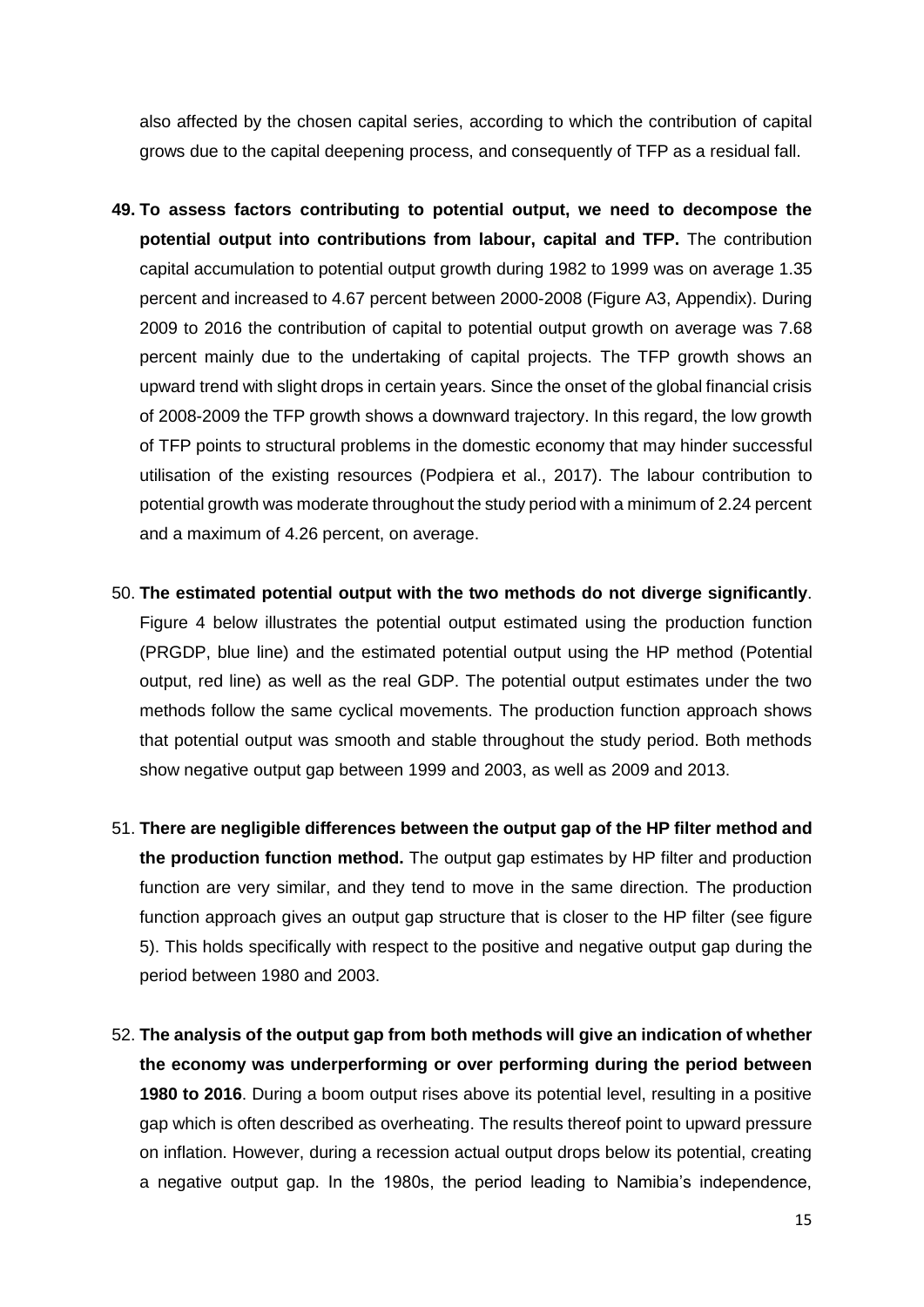also affected by the chosen capital series, according to which the contribution of capital grows due to the capital deepening process, and consequently of TFP as a residual fall.

49. **To assess factors contributing to potential output, we need to decompose the potential output into contributions from labour, capital and TFP.** The contribution capital accumulation to potential output growth during 1982 to 1999 was on average 1.35 percent and increased to 4.67 percent between 2000-2008 (Figure A3, Appendix). During 2009 to 2016 the contribution of capital to potential output growth on average was 7.68 percent mainly due to the undertaking of capital projects. The TFP growth shows an upward trend with slight drops in certain years. Since the onset of the global financial crisis of 2008-2009 the TFP growth shows a downward trajectory. In this regard, the low growth of TFP points to structural problems in the domestic economy that may hinder successful utilisation of the existing resources (Podpiera et al., 2017). The labour contribution to potential growth was moderate throughout the study period with a minimum of 2.24 percent and a maximum of 4.26 percent, on average.

50. **The estimated potential output with the two methods do not diverge significantly**. Figure 4 below illustrates the potential output estimated using the production function (PRGDP, blue line) and the estimated potential output using the HP method (Potential output, red line) as well as the real GDP. The potential output estimates under the two methods follow the same cyclical movements. The production function approach shows that potential output was smooth and stable throughout the study period. Both methods show negative output gap between 1999 and 2003, as well as 2009 and 2013.

51. **There are negligible differences between the output gap of the HP filter method and the production function method.** The output gap estimates by HP filter and production function are very similar, and they tend to move in the same direction. The production function approach gives an output gap structure that is closer to the HP filter (see figure 5). This holds specifically with respect to the positive and negative output gap during the period between 1980 and 2003.

52. **The analysis of the output gap from both methods will give an indication of whether the economy was underperforming or over performing during the period between 1980 to 2016**. During a boom output rises above its potential level, resulting in a positive gap which is often described as overheating. The results thereof point to upward pressure on inflation. However, during a recession actual output drops below its potential, creating a negative output gap. In the 1980s, the period leading to Namibia's independence,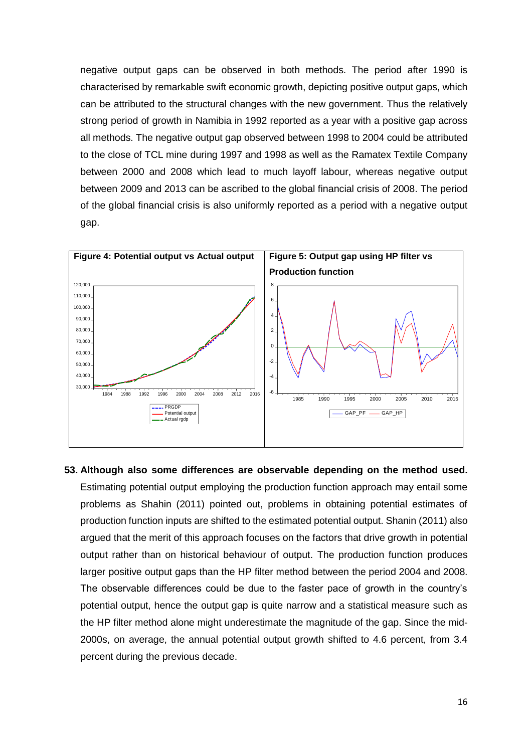negative output gaps can be observed in both methods. The period after 1990 is characterised by remarkable swift economic growth, depicting positive output gaps, which can be attributed to the structural changes with the new government. Thus the relatively strong period of growth in Namibia in 1992 reported as a year with a positive gap across all methods. The negative output gap observed between 1998 to 2004 could be attributed to the close of TCL mine during 1997 and 1998 as well as the Ramatex Textile Company between 2000 and 2008 which lead to much layoff labour, whereas negative output between 2009 and 2013 can be ascribed to the global financial crisis of 2008. The period of the global financial crisis is also uniformly reported as a period with a negative output gap.

**Figure 4: Potential output vs Actual output**

**Figure 5: Output gap using HP filter vs Production function**

53. **Although also some differences are observable depending on the method used.** Estimating potential output employing the production function approach may entail some problems as Shahin (2011) pointed out, problems in obtaining potential estimates of production function inputs are shifted to the estimated potential output. Shanin (2011) also argued that the merit of this approach focuses on the factors that drive growth in potential output rather than on historical behaviour of output. The production function produces larger positive output gaps than the HP filter method between the period 2004 and 2008. The observable differences could be due to the faster pace of growth in the country's potential output, hence the output gap is quite narrow and a statistical measure such as the HP filter method alone might underestimate the magnitude of the gap. Since the mid-2000s, on average, the annual potential output growth shifted to 4.6 percent, from 3.4 percent during the previous decade.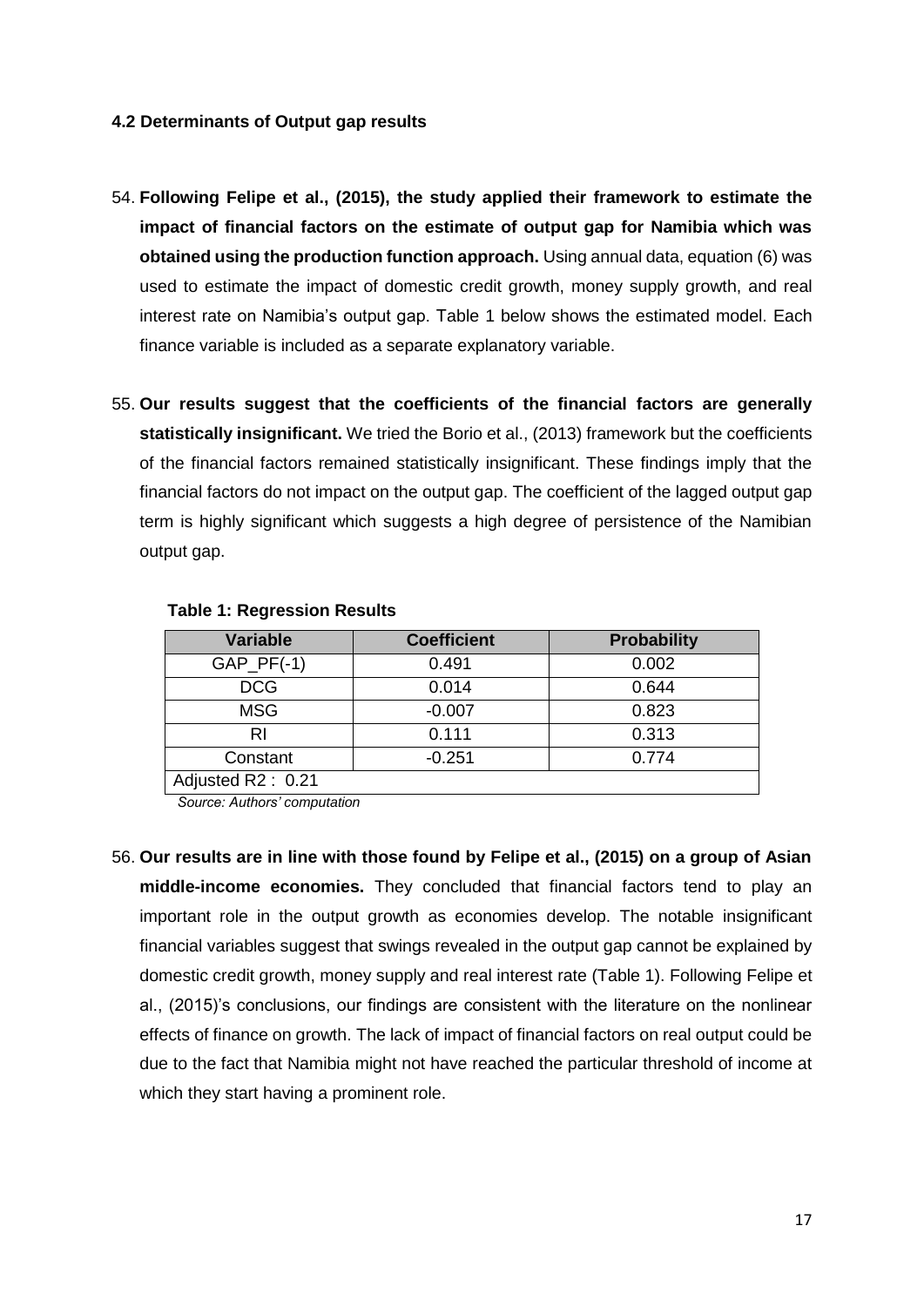### 4.2 Determinants of Output gap results

54. **Following Felipe et al., (2015), the study applied their framework to estimate the impact of financial factors on the estimate of output gap for Namibia which was obtained using the production function approach.** Using annual data, equation (6) was used to estimate the impact of domestic credit growth, money supply growth, and real interest rate on Namibia's output gap. Table 1 below shows the estimated model. Each finance variable is included as a separate explanatory variable.

55. **Our results suggest that the coefficients of the financial factors are generally statistically insignificant.** We tried the Borio et al., (2013) framework but the coefficients of the financial factors remained statistically insignificant. These findings imply that the financial factors do not impact on the output gap. The coefficient of the lagged output gap term is highly significant which suggests a high degree of persistence of the Namibian output gap.

**Table 1: Regression Results**

| Variable | Coefficient | Probability |
|---|---|---|
| GAP_PF(-1) | 0.491 | 0.002 |
| DCG | 0.014 | 0.644 |
| MSG | -0.007 | 0.823 |
| RI | 0.111 | 0.313 |
| Constant | -0.251 | 0.774 |
| Adjusted R2 : 0.21 | | |

*Source: Authors' computation*

56. **Our results are in line with those found by Felipe et al., (2015) on a group of Asian middle-income economies.** They concluded that financial factors tend to play an important role in the output growth as economies develop. The notable insignificant financial variables suggest that swings revealed in the output gap cannot be explained by domestic credit growth, money supply and real interest rate (Table 1). Following Felipe et al., (2015)'s conclusions, our findings are consistent with the literature on the nonlinear effects of finance on growth. The lack of impact of financial factors on real output could be due to the fact that Namibia might not have reached the particular threshold of income at which they start having a prominent role.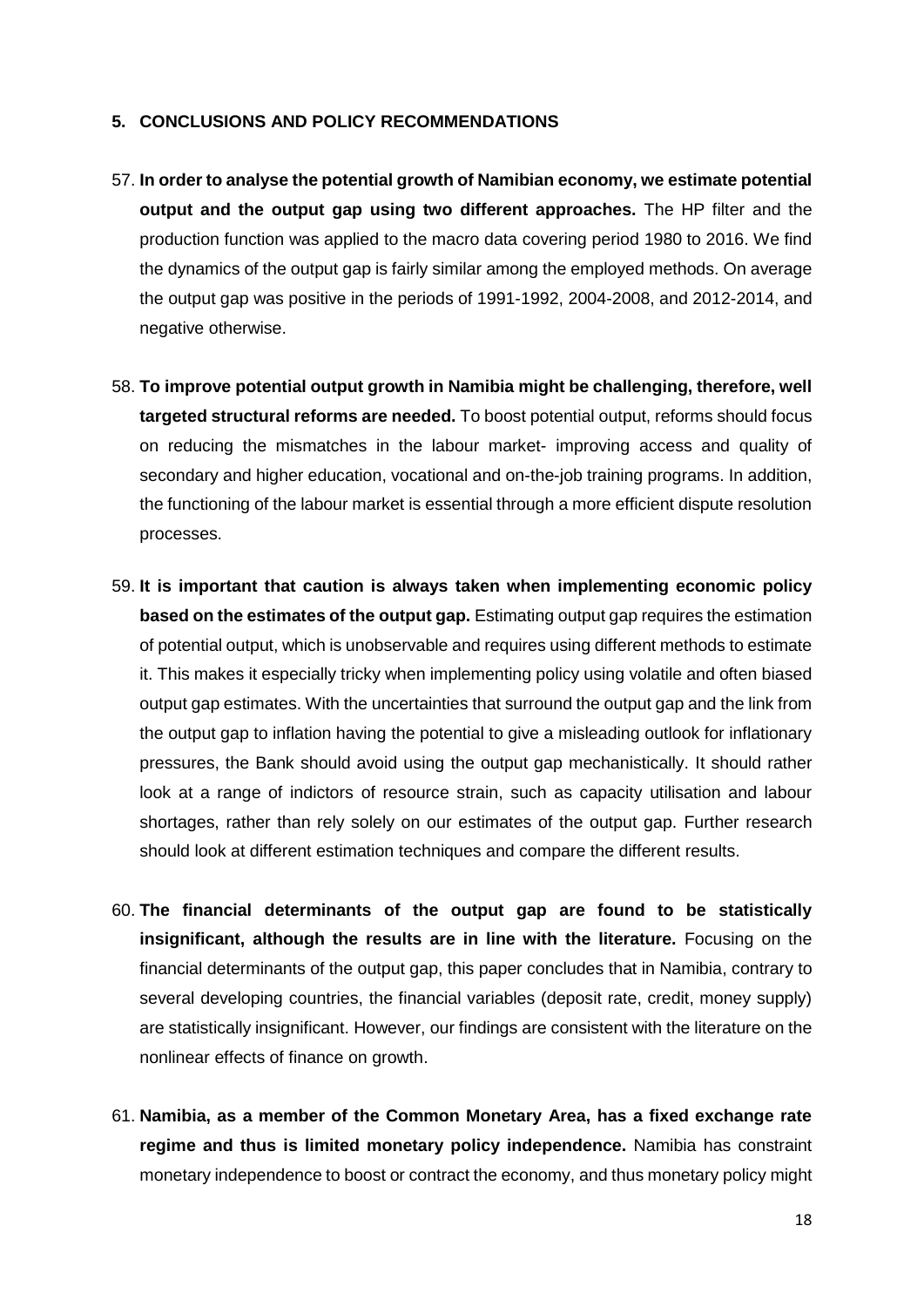## 5. CONCLUSIONS AND POLICY RECOMMENDATIONS

57. **In order to analyse the potential growth of Namibian economy, we estimate potential output and the output gap using two different approaches.** The HP filter and the production function was applied to the macro data covering period 1980 to 2016. We find the dynamics of the output gap is fairly similar among the employed methods. On average the output gap was positive in the periods of 1991-1992, 2004-2008, and 2012-2014, and negative otherwise.

58. **To improve potential output growth in Namibia might be challenging, therefore, well targeted structural reforms are needed.** To boost potential output, reforms should focus on reducing the mismatches in the labour market- improving access and quality of secondary and higher education, vocational and on-the-job training programs. In addition, the functioning of the labour market is essential through a more efficient dispute resolution processes.

59. **It is important that caution is always taken when implementing economic policy based on the estimates of the output gap.** Estimating output gap requires the estimation of potential output, which is unobservable and requires using different methods to estimate it. This makes it especially tricky when implementing policy using volatile and often biased output gap estimates. With the uncertainties that surround the output gap and the link from the output gap to inflation having the potential to give a misleading outlook for inflationary pressures, the Bank should avoid using the output gap mechanistically. It should rather look at a range of indictors of resource strain, such as capacity utilisation and labour shortages, rather than rely solely on our estimates of the output gap. Further research should look at different estimation techniques and compare the different results.

60. **The financial determinants of the output gap are found to be statistically insignificant, although the results are in line with the literature.** Focusing on the financial determinants of the output gap, this paper concludes that in Namibia, contrary to several developing countries, the financial variables (deposit rate, credit, money supply) are statistically insignificant. However, our findings are consistent with the literature on the nonlinear effects of finance on growth.

61. **Namibia, as a member of the Common Monetary Area, has a fixed exchange rate regime and thus is limited monetary policy independence.** Namibia has constraint monetary independence to boost or contract the economy, and thus monetary policy might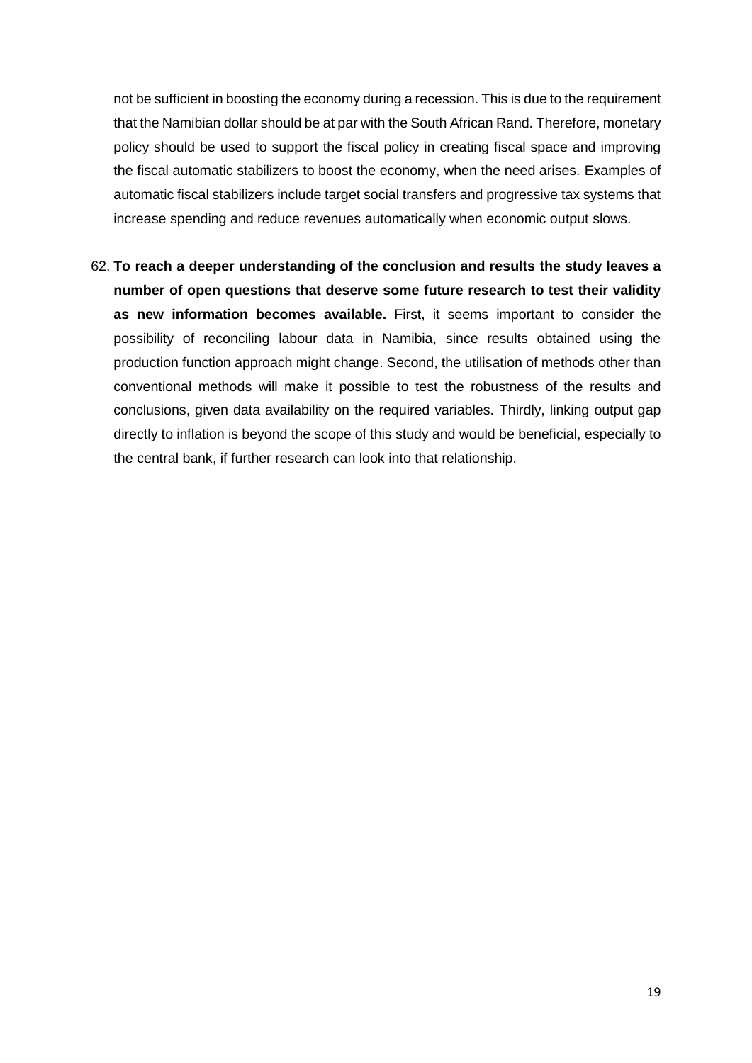not be sufficient in boosting the economy during a recession. This is due to the requirement that the Namibian dollar should be at par with the South African Rand. Therefore, monetary policy should be used to support the fiscal policy in creating fiscal space and improving the fiscal automatic stabilizers to boost the economy, when the need arises. Examples of automatic fiscal stabilizers include target social transfers and progressive tax systems that increase spending and reduce revenues automatically when economic output slows.

62. **To reach a deeper understanding of the conclusion and results the study leaves a number of open questions that deserve some future research to test their validity as new information becomes available.** First, it seems important to consider the possibility of reconciling labour data in Namibia, since results obtained using the production function approach might change. Second, the utilisation of methods other than conventional methods will make it possible to test the robustness of the results and conclusions, given data availability on the required variables. Thirdly, linking output gap directly to inflation is beyond the scope of this study and would be beneficial, especially to the central bank, if further research can look into that relationship.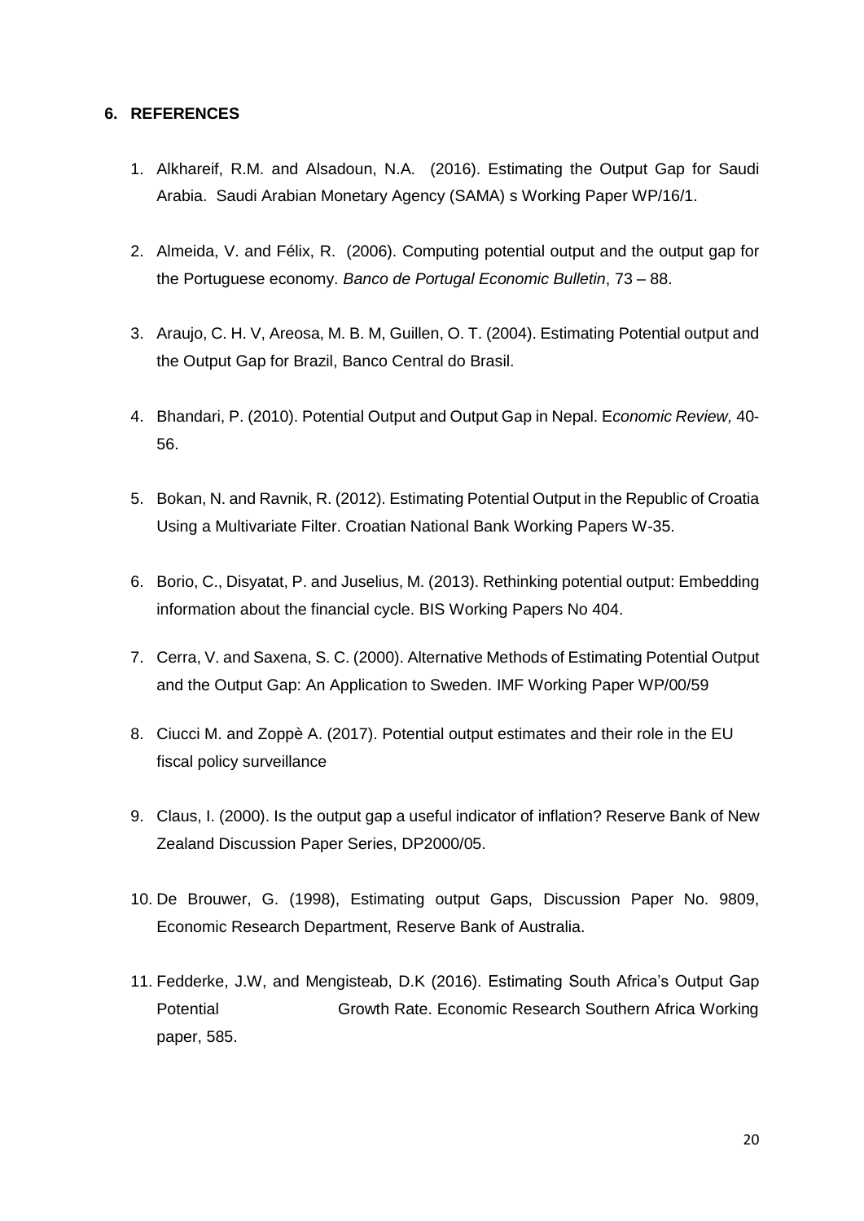## 6. REFERENCES

1. Alkhareif, R.M. and Alsadoun, N.A. (2016). Estimating the Output Gap for Saudi Arabia. Saudi Arabian Monetary Agency (SAMA) s Working Paper WP/16/1.

2. Almeida, V. and Félix, R. (2006). Computing potential output and the output gap for the Portuguese economy. *Banco de Portugal Economic Bulletin*, 73 – 88.

3. Araujo, C. H. V, Areosa, M. B. M, Guillen, O. T. (2004). Estimating Potential output and the Output Gap for Brazil, Banco Central do Brasil.

4. Bhandari, P. (2010). Potential Output and Output Gap in Nepal. E*conomic Review,* 40-56.

5. Bokan, N. and Ravnik, R. (2012). Estimating Potential Output in the Republic of Croatia Using a Multivariate Filter. Croatian National Bank Working Papers W-35.

6. Borio, C., Disyatat, P. and Juselius, M. (2013). Rethinking potential output: Embedding information about the financial cycle. BIS Working Papers No 404.

7. Cerra, V. and Saxena, S. C. (2000). Alternative Methods of Estimating Potential Output and the Output Gap: An Application to Sweden. IMF Working Paper WP/00/59

8. Ciucci M. and Zoppè A. (2017). Potential output estimates and their role in the EU fiscal policy surveillance

9. Claus, I. (2000). Is the output gap a useful indicator of inflation? Reserve Bank of New Zealand Discussion Paper Series, DP2000/05.

10. De Brouwer, G. (1998), Estimating output Gaps, Discussion Paper No. 9809, Economic Research Department, Reserve Bank of Australia.

11. Fedderke, J.W, and Mengisteab, D.K (2016). Estimating South Africa's Output Gap Potential Growth Rate. Economic Research Southern Africa Working paper, 585.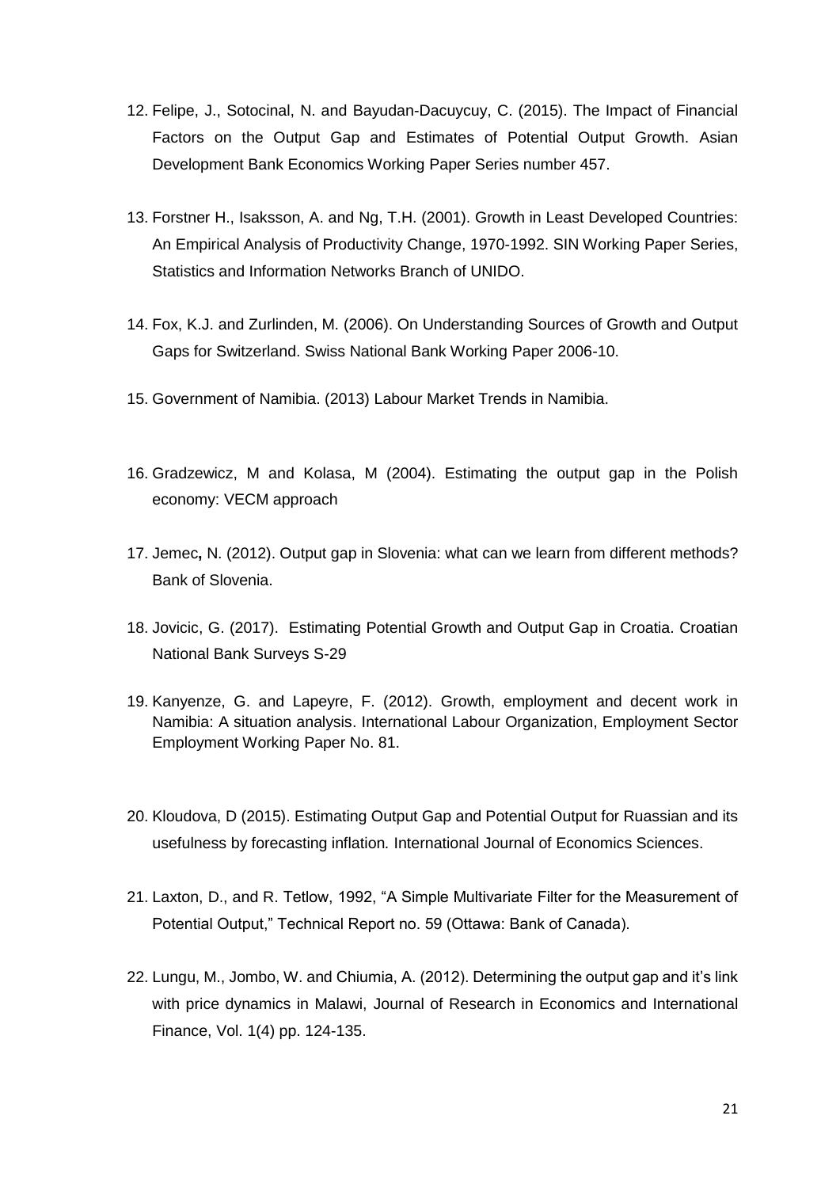12. Felipe, J., Sotocinal, N. and Bayudan-Dacuycuy, C. (2015). The Impact of Financial Factors on the Output Gap and Estimates of Potential Output Growth. Asian Development Bank Economics Working Paper Series number 457.

13. Forstner H., Isaksson, A. and Ng, T.H. (2001). Growth in Least Developed Countries: An Empirical Analysis of Productivity Change, 1970-1992. SIN Working Paper Series, Statistics and Information Networks Branch of UNIDO.

14. Fox, K.J. and Zurlinden, M. (2006). On Understanding Sources of Growth and Output Gaps for Switzerland. Swiss National Bank Working Paper 2006-10.

15. Government of Namibia. (2013) Labour Market Trends in Namibia.

16. Gradzewicz, M and Kolasa, M (2004). Estimating the output gap in the Polish economy: VECM approach

17. Jemec**,** N. (2012). Output gap in Slovenia: what can we learn from different methods? Bank of Slovenia.

18. Jovicic, G. (2017). Estimating Potential Growth and Output Gap in Croatia. Croatian National Bank Surveys S-29

19. Kanyenze, G. and Lapeyre, F. (2012). Growth, employment and decent work in Namibia: A situation analysis. International Labour Organization, Employment Sector Employment Working Paper No. 81.

20. Kloudova, D (2015). Estimating Output Gap and Potential Output for Ruassian and its usefulness by forecasting inflation*.* International Journal of Economics Sciences.

21. Laxton, D., and R. Tetlow, 1992, "A Simple Multivariate Filter for the Measurement of Potential Output," Technical Report no. 59 (Ottawa: Bank of Canada).

22. Lungu, M., Jombo, W. and Chiumia, A. (2012). Determining the output gap and it's link with price dynamics in Malawi, Journal of Research in Economics and International Finance, Vol. 1(4) pp. 124-135.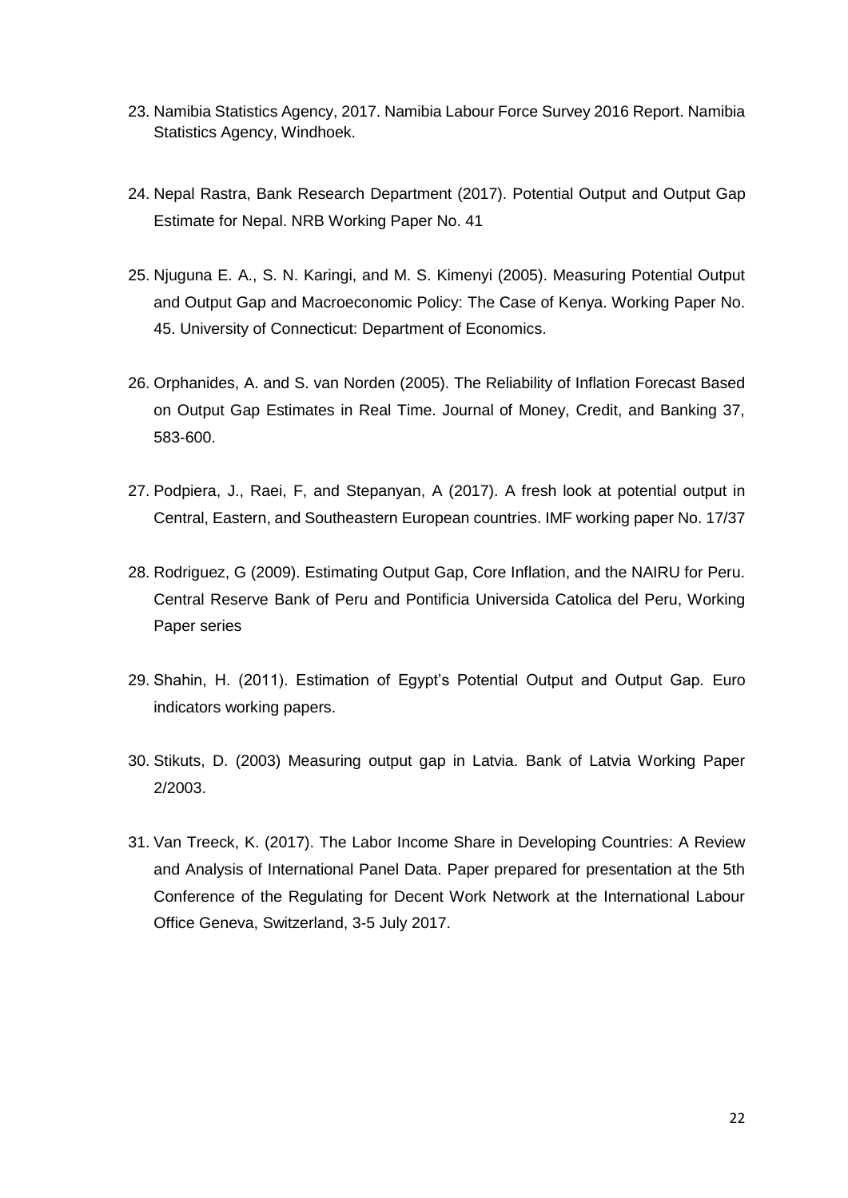23. Namibia Statistics Agency, 2017. Namibia Labour Force Survey 2016 Report. Namibia Statistics Agency, Windhoek.

24. Nepal Rastra, Bank Research Department (2017). Potential Output and Output Gap Estimate for Nepal. NRB Working Paper No. 41

25. Njuguna E. A., S. N. Karingi, and M. S. Kimenyi (2005). Measuring Potential Output and Output Gap and Macroeconomic Policy: The Case of Kenya. Working Paper No. 45. University of Connecticut: Department of Economics.

26. Orphanides, A. and S. van Norden (2005). The Reliability of Inflation Forecast Based on Output Gap Estimates in Real Time. Journal of Money, Credit, and Banking 37, 583-600.

27. Podpiera, J., Raei, F, and Stepanyan, A (2017). A fresh look at potential output in Central, Eastern, and Southeastern European countries. IMF working paper No. 17/37

28. Rodriguez, G (2009). Estimating Output Gap, Core Inflation, and the NAIRU for Peru. Central Reserve Bank of Peru and Pontificia Universida Catolica del Peru, Working Paper series

29. Shahin, H. (2011). Estimation of Egypt's Potential Output and Output Gap. Euro indicators working papers.

30. Stikuts, D. (2003) Measuring output gap in Latvia. Bank of Latvia Working Paper 2/2003.

31. Van Treeck, K. (2017). The Labor Income Share in Developing Countries: A Review and Analysis of International Panel Data. Paper prepared for presentation at the 5th Conference of the Regulating for Decent Work Network at the International Labour Office Geneva, Switzerland, 3-5 July 2017.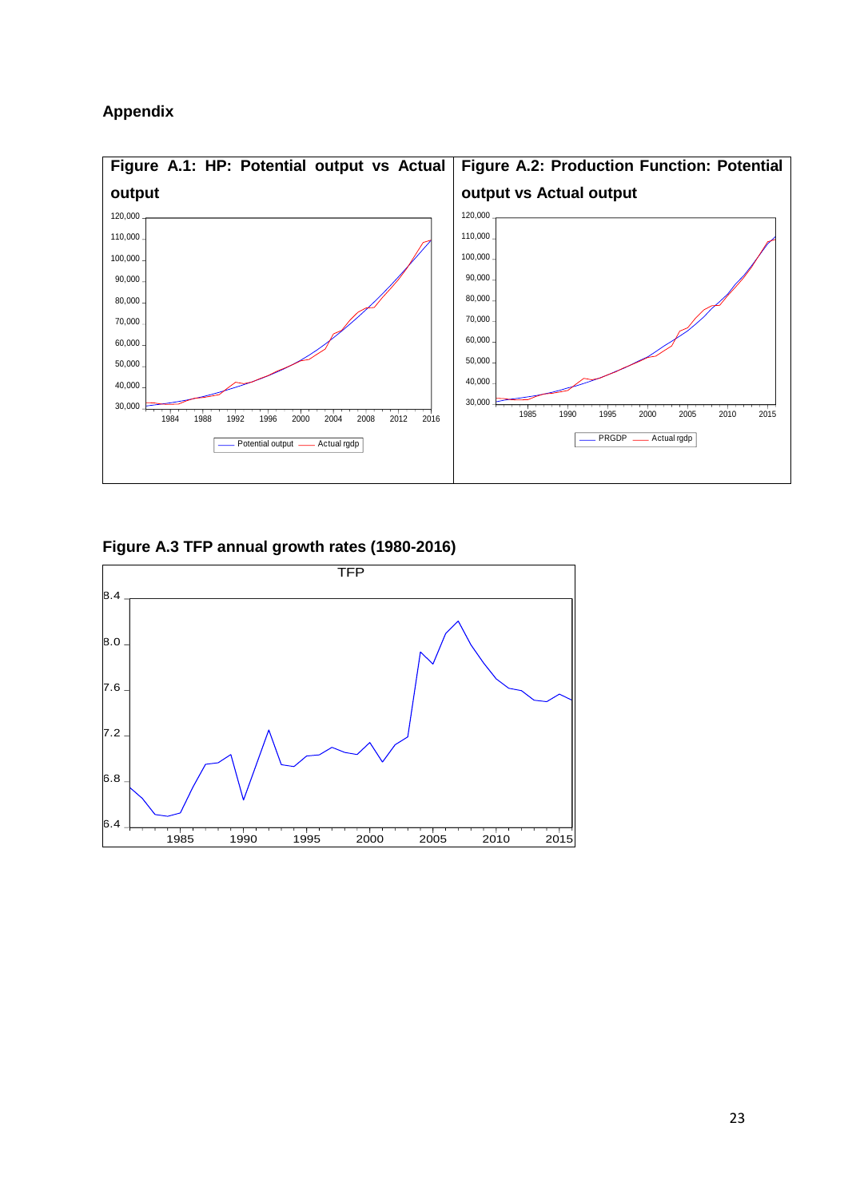## Appendix

**Figure A.1: HP: Potential output vs Actual output**

**Figure A.2: Production Function: Potential output vs Actual output**

**Figure A.3 TFP annual growth rates (1980-2016)**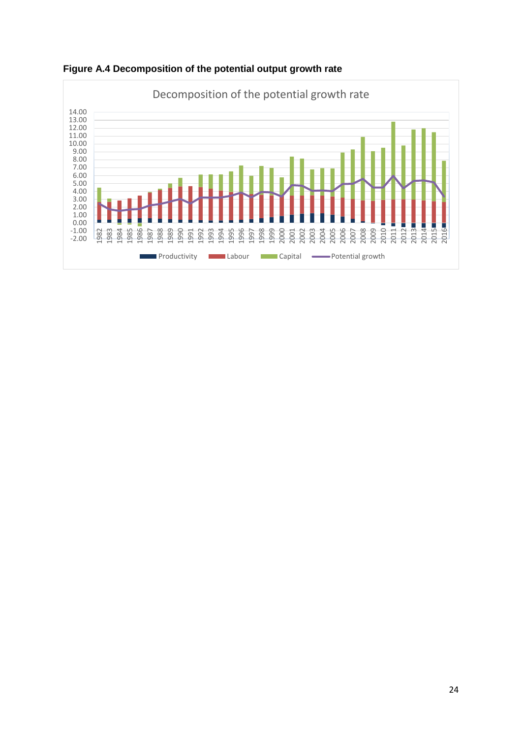**Figure A.4 Decomposition of the potential output growth rate**

Decomposition of the potential growth rate

14.00
13.00
12.00
11.00
10.00
9.00
8.00
7.00
6.00
5.00
4.00
3.00
2.00
1.00
0.00
-1.00
-2.00

1982 1983 1984 1985 1986 1987 1988 1989 1990 1991 1992 1993 1994 1995 1996 1997 1998 1999 2000 2001 2002 2003 2004 2005 2006 2007 2008 2009 2010 2011 2012 2013 2014 2015 2016

Productivity Labour Capital Potential growth